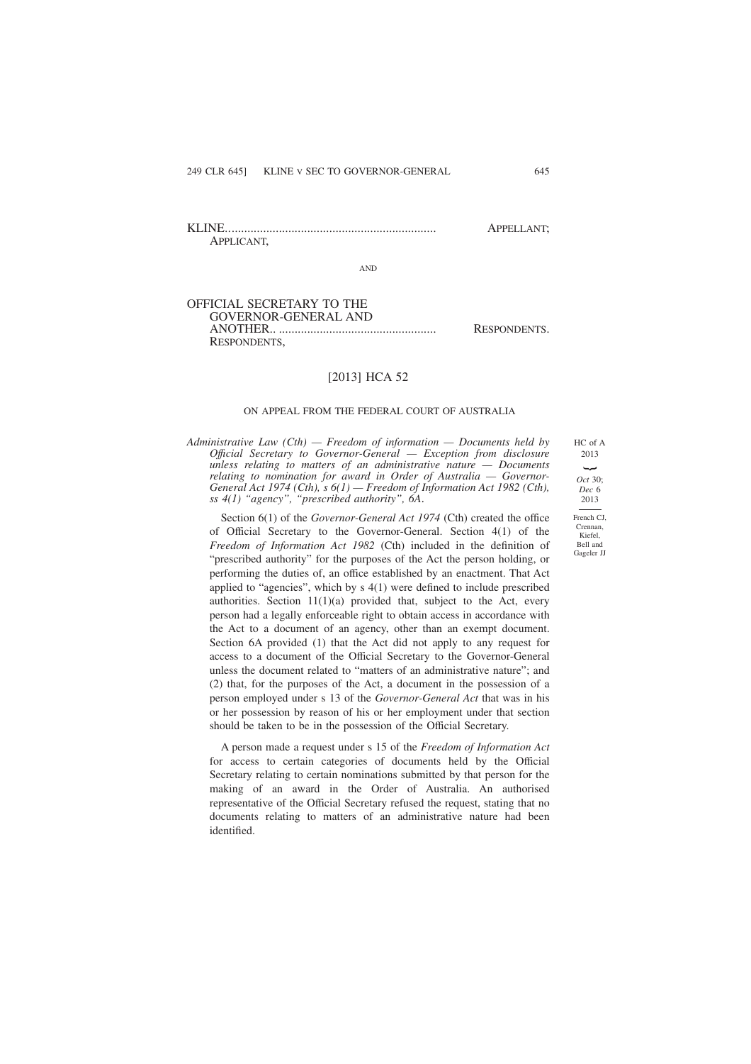KLINE.................................................................. APPELLANT;
APPLICANT,

AND

OFFICIAL SECRETARY TO THE GOVERNOR-GENERAL AND ANOTHER.. .................................................. RESPONDENTS.
RESPONDENTS,

[2013] HCA 52

ON APPEAL FROM THE FEDERAL COURT OF AUSTRALIA

HC of A 2013

*Oct* 30; *Dec* 6 2013

French CJ, Crennan, Kiefel, Bell and Gageler JJ

*Administrative Law (Cth) — Freedom of information — Documents held by Official Secretary to Governor-General — Exception from disclosure unless relating to matters of an administrative nature — Documents relating to nomination for award in Order of Australia — Governor-General Act 1974 (Cth), s 6(1) — Freedom of Information Act 1982 (Cth), ss 4(1) "agency", "prescribed authority", 6A.*

Section 6(1) of the *Governor-General Act 1974* (Cth) created the office of Official Secretary to the Governor-General. Section 4(1) of the *Freedom of Information Act 1982* (Cth) included in the definition of "prescribed authority" for the purposes of the Act the person holding, or performing the duties of, an office established by an enactment. That Act applied to "agencies", which by s 4(1) were defined to include prescribed authorities. Section 11(1)(a) provided that, subject to the Act, every person had a legally enforceable right to obtain access in accordance with the Act to a document of an agency, other than an exempt document. Section 6A provided (1) that the Act did not apply to any request for access to a document of the Official Secretary to the Governor-General unless the document related to "matters of an administrative nature"; and (2) that, for the purposes of the Act, a document in the possession of a person employed under s 13 of the *Governor-General Act* that was in his or her possession by reason of his or her employment under that section should be taken to be in the possession of the Official Secretary.

A person made a request under s 15 of the *Freedom of Information Act* for access to certain categories of documents held by the Official Secretary relating to certain nominations submitted by that person for the making of an award in the Order of Australia. An authorised representative of the Official Secretary refused the request, stating that no documents relating to matters of an administrative nature had been identified.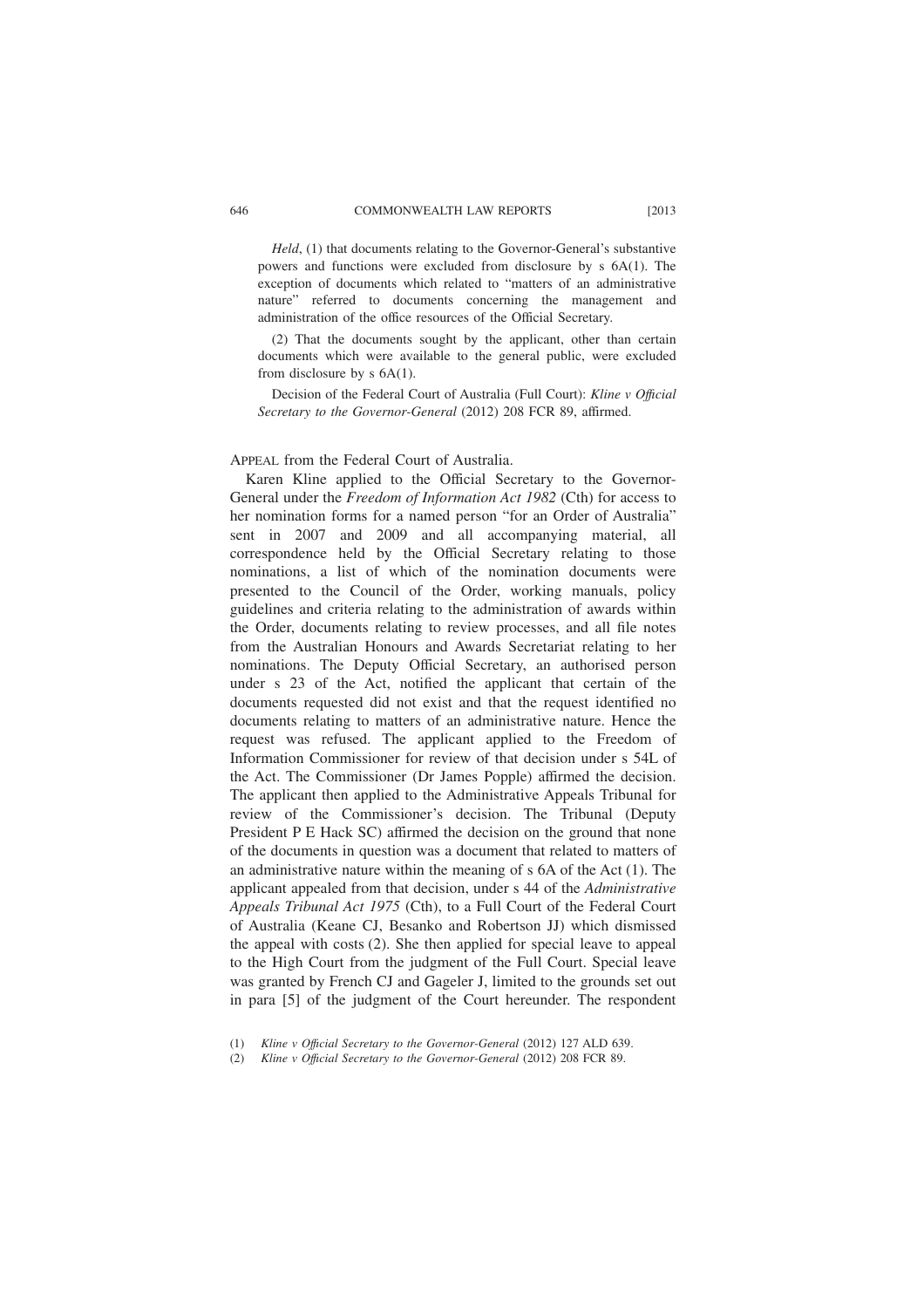*Held*, (1) that documents relating to the Governor-General's substantive powers and functions were excluded from disclosure by s 6A(1). The exception of documents which related to "matters of an administrative nature" referred to documents concerning the management and administration of the office resources of the Official Secretary.

(2) That the documents sought by the applicant, other than certain documents which were available to the general public, were excluded from disclosure by s 6A(1).

Decision of the Federal Court of Australia (Full Court): *Kline v Official Secretary to the Governor-General* (2012) 208 FCR 89, affirmed.

APPEAL from the Federal Court of Australia.

Karen Kline applied to the Official Secretary to the Governor-General under the *Freedom of Information Act 1982* (Cth) for access to her nomination forms for a named person "for an Order of Australia" sent in 2007 and 2009 and all accompanying material, all correspondence held by the Official Secretary relating to those nominations, a list of which of the nomination documents were presented to the Council of the Order, working manuals, policy guidelines and criteria relating to the administration of awards within the Order, documents relating to review processes, and all file notes from the Australian Honours and Awards Secretariat relating to her nominations. The Deputy Official Secretary, an authorised person under s 23 of the Act, notified the applicant that certain of the documents requested did not exist and that the request identified no documents relating to matters of an administrative nature. Hence the request was refused. The applicant applied to the Freedom of Information Commissioner for review of that decision under s 54L of the Act. The Commissioner (Dr James Popple) affirmed the decision. The applicant then applied to the Administrative Appeals Tribunal for review of the Commissioner's decision. The Tribunal (Deputy President P E Hack SC) affirmed the decision on the ground that none of the documents in question was a document that related to matters of an administrative nature within the meaning of s 6A of the Act (1). The applicant appealed from that decision, under s 44 of the *Administrative Appeals Tribunal Act 1975* (Cth), to a Full Court of the Federal Court of Australia (Keane CJ, Besanko and Robertson JJ) which dismissed the appeal with costs (2). She then applied for special leave to appeal to the High Court from the judgment of the Full Court. Special leave was granted by French CJ and Gageler J, limited to the grounds set out in para [5] of the judgment of the Court hereunder. The respondent

(1) *Kline v Official Secretary to the Governor-General* (2012) 127 ALD 639.

(2) *Kline v Official Secretary to the Governor-General* (2012) 208 FCR 89.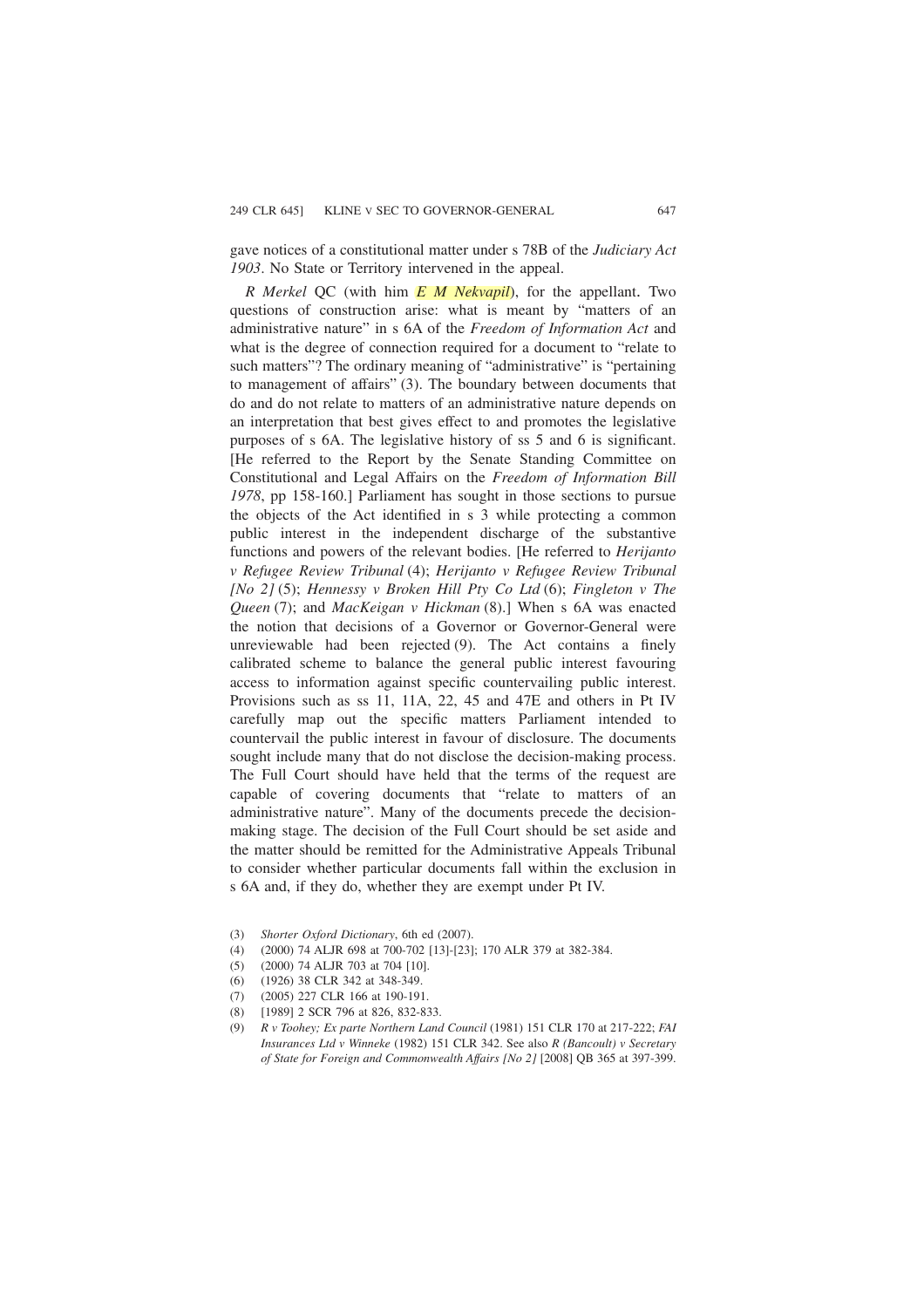gave notices of a constitutional matter under s 78B of the *Judiciary Act 1903*. No State or Territory intervened in the appeal.

*R Merkel* QC (with him *E M Nekvapil*), for the appellant. Two questions of construction arise: what is meant by "matters of an administrative nature" in s 6A of the *Freedom of Information Act* and what is the degree of connection required for a document to "relate to such matters"? The ordinary meaning of "administrative" is "pertaining to management of affairs" (3). The boundary between documents that do and do not relate to matters of an administrative nature depends on an interpretation that best gives effect to and promotes the legislative purposes of s 6A. The legislative history of ss 5 and 6 is significant. [He referred to the Report by the Senate Standing Committee on Constitutional and Legal Affairs on the *Freedom of Information Bill 1978*, pp 158-160.] Parliament has sought in those sections to pursue the objects of the Act identified in s 3 while protecting a common public interest in the independent discharge of the substantive functions and powers of the relevant bodies. [He referred to *Herijanto v Refugee Review Tribunal* (4); *Herijanto v Refugee Review Tribunal [No 2]* (5); *Hennessy v Broken Hill Pty Co Ltd* (6); *Fingleton v The Queen* (7); and *MacKeigan v Hickman* (8).] When s 6A was enacted the notion that decisions of a Governor or Governor-General were unreviewable had been rejected (9). The Act contains a finely calibrated scheme to balance the general public interest favouring access to information against specific countervailing public interest. Provisions such as ss 11, 11A, 22, 45 and 47E and others in Pt IV carefully map out the specific matters Parliament intended to countervail the public interest in favour of disclosure. The documents sought include many that do not disclose the decision-making process. The Full Court should have held that the terms of the request are capable of covering documents that "relate to matters of an administrative nature". Many of the documents precede the decision-making stage. The decision of the Full Court should be set aside and the matter should be remitted for the Administrative Appeals Tribunal to consider whether particular documents fall within the exclusion in s 6A and, if they do, whether they are exempt under Pt IV.

(3) *Shorter Oxford Dictionary*, 6th ed (2007).

(4) (2000) 74 ALJR 698 at 700-702 [13]-[23]; 170 ALR 379 at 382-384.

(5) (2000) 74 ALJR 703 at 704 [10].

(6) (1926) 38 CLR 342 at 348-349.

(7) (2005) 227 CLR 166 at 190-191.

(8) [1989] 2 SCR 796 at 826, 832-833.

(9) *R v Toohey; Ex parte Northern Land Council* (1981) 151 CLR 170 at 217-222; *FAI Insurances Ltd v Winneke* (1982) 151 CLR 342. See also *R (Bancoult) v Secretary of State for Foreign and Commonwealth Affairs [No 2]* [2008] QB 365 at 397-399.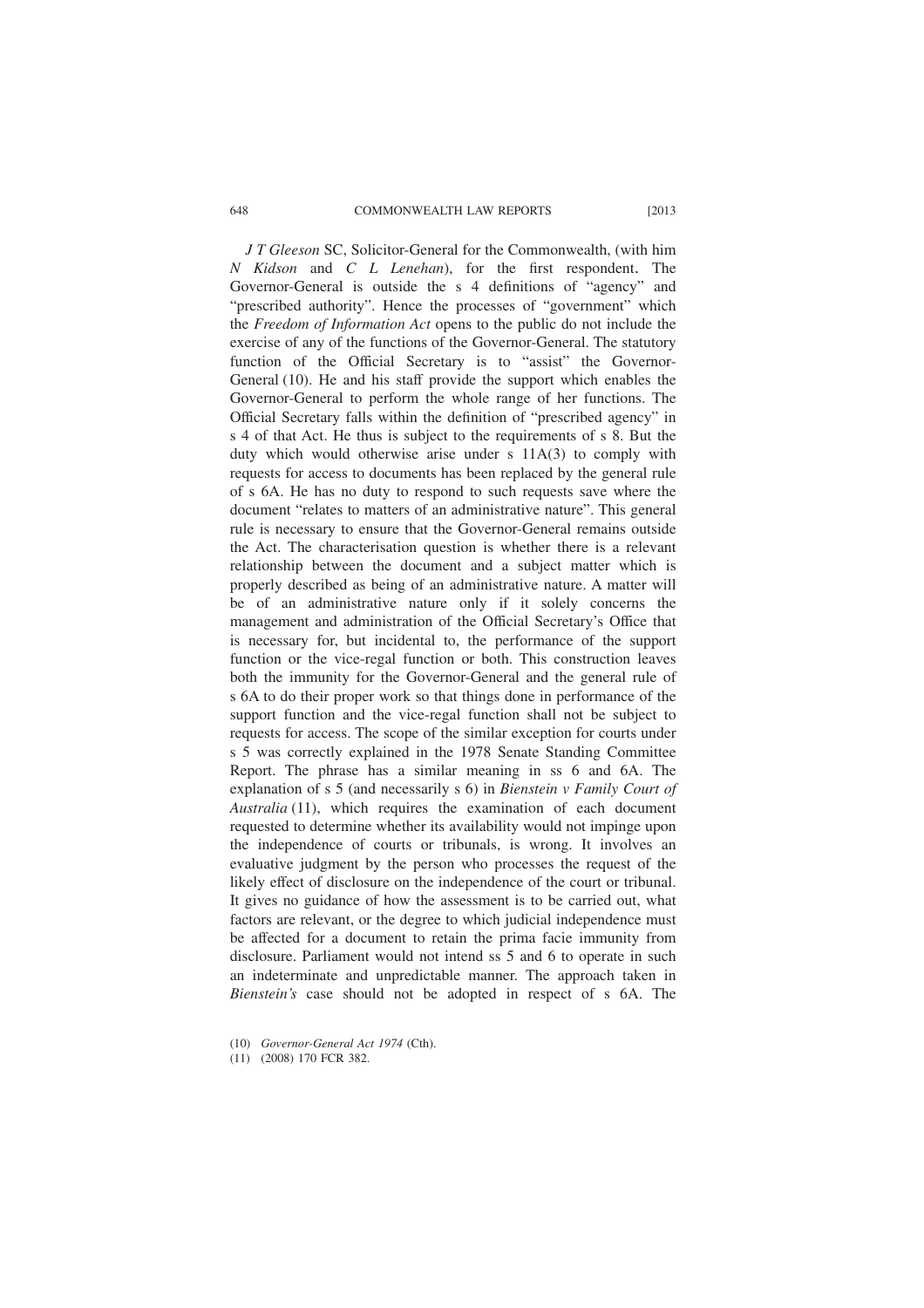*J T Gleeson* SC, Solicitor-General for the Commonwealth, (with him *N Kidson* and *C L Lenehan*), for the first respondent. The Governor-General is outside the s 4 definitions of "agency" and "prescribed authority". Hence the processes of "government" which the *Freedom of Information Act* opens to the public do not include the exercise of any of the functions of the Governor-General. The statutory function of the Official Secretary is to "assist" the Governor-General (10). He and his staff provide the support which enables the Governor-General to perform the whole range of her functions. The Official Secretary falls within the definition of "prescribed agency" in s 4 of that Act. He thus is subject to the requirements of s 8. But the duty which would otherwise arise under s 11A(3) to comply with requests for access to documents has been replaced by the general rule of s 6A. He has no duty to respond to such requests save where the document "relates to matters of an administrative nature". This general rule is necessary to ensure that the Governor-General remains outside the Act. The characterisation question is whether there is a relevant relationship between the document and a subject matter which is properly described as being of an administrative nature. A matter will be of an administrative nature only if it solely concerns the management and administration of the Official Secretary's Office that is necessary for, but incidental to, the performance of the support function or the vice-regal function or both. This construction leaves both the immunity for the Governor-General and the general rule of s 6A to do their proper work so that things done in performance of the support function and the vice-regal function shall not be subject to requests for access. The scope of the similar exception for courts under s 5 was correctly explained in the 1978 Senate Standing Committee Report. The phrase has a similar meaning in ss 6 and 6A. The explanation of s 5 (and necessarily s 6) in *Bienstein v Family Court of Australia* (11), which requires the examination of each document requested to determine whether its availability would not impinge upon the independence of courts or tribunals, is wrong. It involves an evaluative judgment by the person who processes the request of the likely effect of disclosure on the independence of the court or tribunal. It gives no guidance of how the assessment is to be carried out, what factors are relevant, or the degree to which judicial independence must be affected for a document to retain the prima facie immunity from disclosure. Parliament would not intend ss 5 and 6 to operate in such an indeterminate and unpredictable manner. The approach taken in *Bienstein's* case should not be adopted in respect of s 6A. The

(10) *Governor-General Act 1974* (Cth).

(11) (2008) 170 FCR 382.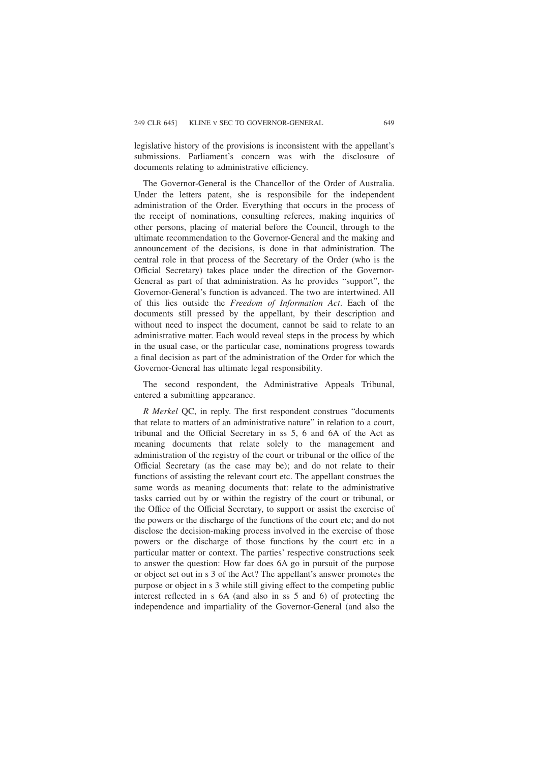legislative history of the provisions is inconsistent with the appellant's submissions. Parliament's concern was with the disclosure of documents relating to administrative efficiency.

The Governor-General is the Chancellor of the Order of Australia. Under the letters patent, she is responsibile for the independent administration of the Order. Everything that occurs in the process of the receipt of nominations, consulting referees, making inquiries of other persons, placing of material before the Council, through to the ultimate recommendation to the Governor-General and the making and announcement of the decisions, is done in that administration. The central role in that process of the Secretary of the Order (who is the Official Secretary) takes place under the direction of the Governor-General as part of that administration. As he provides "support", the Governor-General's function is advanced. The two are intertwined. All of this lies outside the *Freedom of Information Act*. Each of the documents still pressed by the appellant, by their description and without need to inspect the document, cannot be said to relate to an administrative matter. Each would reveal steps in the process by which in the usual case, or the particular case, nominations progress towards a final decision as part of the administration of the Order for which the Governor-General has ultimate legal responsibility.

The second respondent, the Administrative Appeals Tribunal, entered a submitting appearance.

*R Merkel* QC, in reply. The first respondent construes "documents that relate to matters of an administrative nature" in relation to a court, tribunal and the Official Secretary in ss 5, 6 and 6A of the Act as meaning documents that relate solely to the management and administration of the registry of the court or tribunal or the office of the Official Secretary (as the case may be); and do not relate to their functions of assisting the relevant court etc. The appellant construes the same words as meaning documents that: relate to the administrative tasks carried out by or within the registry of the court or tribunal, or the Office of the Official Secretary, to support or assist the exercise of the powers or the discharge of the functions of the court etc; and do not disclose the decision-making process involved in the exercise of those powers or the discharge of those functions by the court etc in a particular matter or context. The parties' respective constructions seek to answer the question: How far does 6A go in pursuit of the purpose or object set out in s 3 of the Act? The appellant's answer promotes the purpose or object in s 3 while still giving effect to the competing public interest reflected in s 6A (and also in ss 5 and 6) of protecting the independence and impartiality of the Governor-General (and also the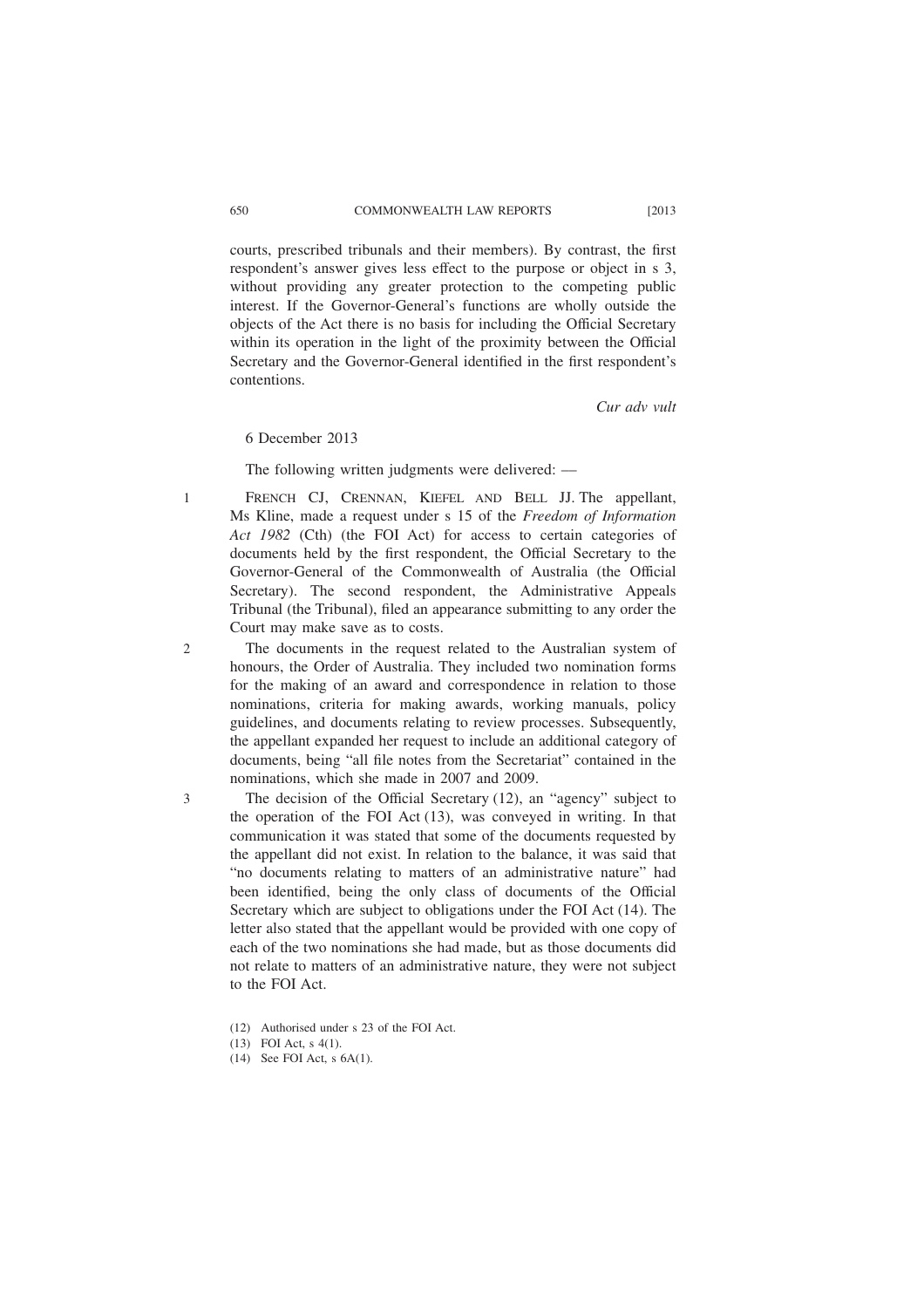courts, prescribed tribunals and their members). By contrast, the first respondent's answer gives less effect to the purpose or object in s 3, without providing any greater protection to the competing public interest. If the Governor-General's functions are wholly outside the objects of the Act there is no basis for including the Official Secretary within its operation in the light of the proximity between the Official Secretary and the Governor-General identified in the first respondent's contentions.

*Cur adv vult*

6 December 2013

The following written judgments were delivered: —

1 FRENCH CJ, CRENNAN, KIEFEL AND BELL JJ. The appellant, Ms Kline, made a request under s 15 of the *Freedom of Information Act 1982* (Cth) (the FOI Act) for access to certain categories of documents held by the first respondent, the Official Secretary to the Governor-General of the Commonwealth of Australia (the Official Secretary). The second respondent, the Administrative Appeals Tribunal (the Tribunal), filed an appearance submitting to any order the Court may make save as to costs.

2 The documents in the request related to the Australian system of honours, the Order of Australia. They included two nomination forms for the making of an award and correspondence in relation to those nominations, criteria for making awards, working manuals, policy guidelines, and documents relating to review processes. Subsequently, the appellant expanded her request to include an additional category of documents, being "all file notes from the Secretariat" contained in the nominations, which she made in 2007 and 2009.

3 The decision of the Official Secretary (12), an "agency" subject to the operation of the FOI Act (13), was conveyed in writing. In that communication it was stated that some of the documents requested by the appellant did not exist. In relation to the balance, it was said that "no documents relating to matters of an administrative nature" had been identified, being the only class of documents of the Official Secretary which are subject to obligations under the FOI Act (14). The letter also stated that the appellant would be provided with one copy of each of the two nominations she had made, but as those documents did not relate to matters of an administrative nature, they were not subject to the FOI Act.

(12) Authorised under s 23 of the FOI Act.

(13) FOI Act, s 4(1).

(14) See FOI Act, s 6A(1).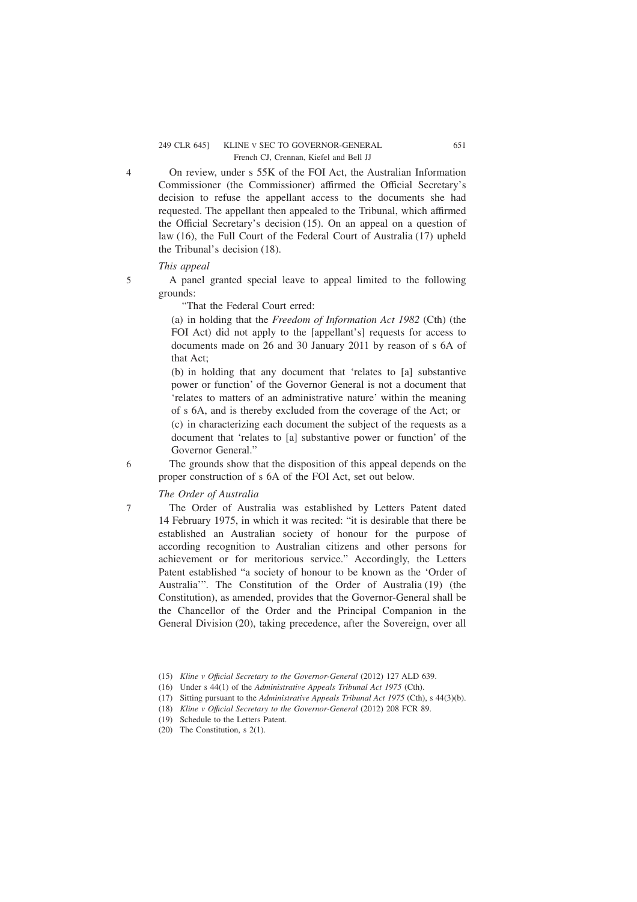4 On review, under s 55K of the FOI Act, the Australian Information Commissioner (the Commissioner) affirmed the Official Secretary's decision to refuse the appellant access to the documents she had requested. The appellant then appealed to the Tribunal, which affirmed the Official Secretary's decision (15). On an appeal on a question of law (16), the Full Court of the Federal Court of Australia (17) upheld the Tribunal's decision (18).

*This appeal*

5 A panel granted special leave to appeal limited to the following grounds:

> "That the Federal Court erred:
>
> (a) in holding that the *Freedom of Information Act 1982* (Cth) (the FOI Act) did not apply to the [appellant's] requests for access to documents made on 26 and 30 January 2011 by reason of s 6A of that Act;
>
> (b) in holding that any document that 'relates to [a] substantive power or function' of the Governor General is not a document that 'relates to matters of an administrative nature' within the meaning of s 6A, and is thereby excluded from the coverage of the Act; or
>
> (c) in characterizing each document the subject of the requests as a document that 'relates to [a] substantive power or function' of the Governor General."

6 The grounds show that the disposition of this appeal depends on the proper construction of s 6A of the FOI Act, set out below.

*The Order of Australia*

7 The Order of Australia was established by Letters Patent dated 14 February 1975, in which it was recited: "it is desirable that there be established an Australian society of honour for the purpose of according recognition to Australian citizens and other persons for achievement or for meritorious service." Accordingly, the Letters Patent established "a society of honour to be known as the 'Order of Australia'". The Constitution of the Order of Australia (19) (the Constitution), as amended, provides that the Governor-General shall be the Chancellor of the Order and the Principal Companion in the General Division (20), taking precedence, after the Sovereign, over all

(15) *Kline v Official Secretary to the Governor-General* (2012) 127 ALD 639.

(16) Under s 44(1) of the *Administrative Appeals Tribunal Act 1975* (Cth).

(17) Sitting pursuant to the *Administrative Appeals Tribunal Act 1975* (Cth), s 44(3)(b).

(18) *Kline v Official Secretary to the Governor-General* (2012) 208 FCR 89.

(19) Schedule to the Letters Patent.

(20) The Constitution, s 2(1).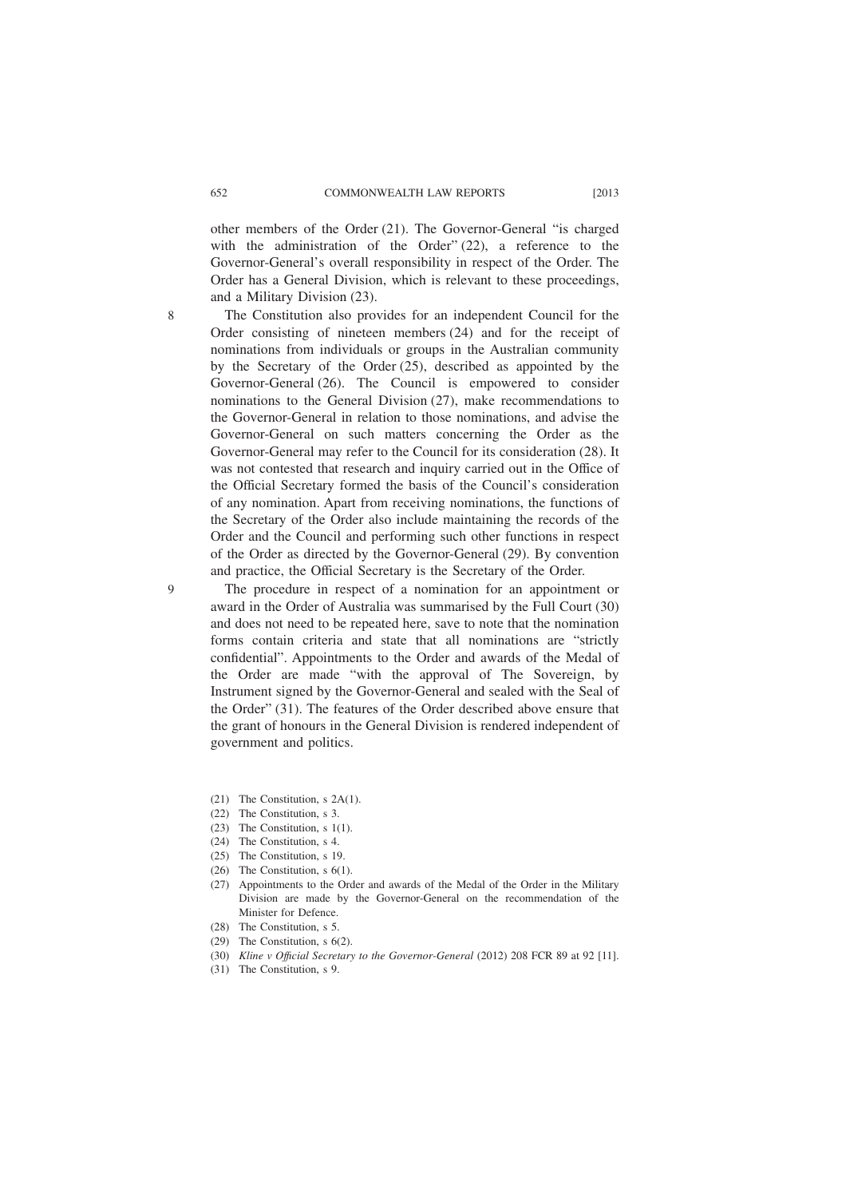other members of the Order (21). The Governor-General "is charged with the administration of the Order" (22), a reference to the Governor-General's overall responsibility in respect of the Order. The Order has a General Division, which is relevant to these proceedings, and a Military Division (23).

8 The Constitution also provides for an independent Council for the Order consisting of nineteen members (24) and for the receipt of nominations from individuals or groups in the Australian community by the Secretary of the Order (25), described as appointed by the Governor-General (26). The Council is empowered to consider nominations to the General Division (27), make recommendations to the Governor-General in relation to those nominations, and advise the Governor-General on such matters concerning the Order as the Governor-General may refer to the Council for its consideration (28). It was not contested that research and inquiry carried out in the Office of the Official Secretary formed the basis of the Council's consideration of any nomination. Apart from receiving nominations, the functions of the Secretary of the Order also include maintaining the records of the Order and the Council and performing such other functions in respect of the Order as directed by the Governor-General (29). By convention and practice, the Official Secretary is the Secretary of the Order.

9 The procedure in respect of a nomination for an appointment or award in the Order of Australia was summarised by the Full Court (30) and does not need to be repeated here, save to note that the nomination forms contain criteria and state that all nominations are "strictly confidential". Appointments to the Order and awards of the Medal of the Order are made "with the approval of The Sovereign, by Instrument signed by the Governor-General and sealed with the Seal of the Order" (31). The features of the Order described above ensure that the grant of honours in the General Division is rendered independent of government and politics.

(21) The Constitution, s 2A(1).

(22) The Constitution, s 3.

(23) The Constitution, s 1(1).

(24) The Constitution, s 4.

(25) The Constitution, s 19.

(26) The Constitution, s 6(1).

(27) Appointments to the Order and awards of the Medal of the Order in the Military Division are made by the Governor-General on the recommendation of the Minister for Defence.

(28) The Constitution, s 5.

(29) The Constitution, s 6(2).

(30) *Kline v Official Secretary to the Governor-General* (2012) 208 FCR 89 at 92 [11].

(31) The Constitution, s 9.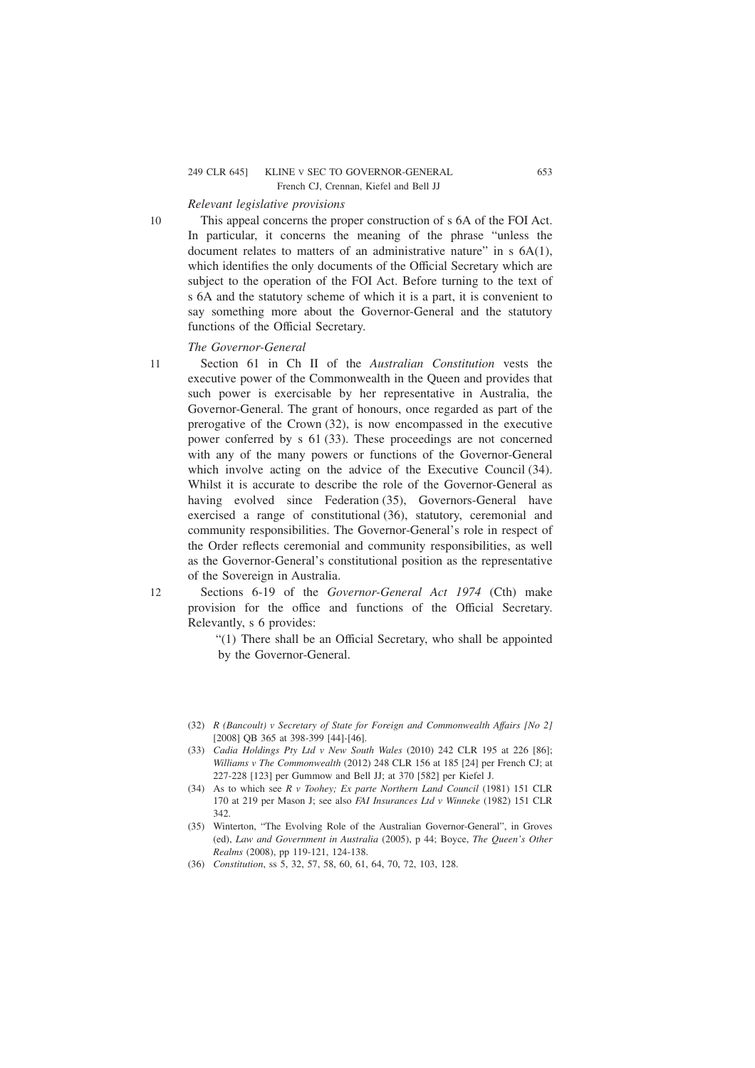*Relevant legislative provisions*

10 This appeal concerns the proper construction of s 6A of the FOI Act. In particular, it concerns the meaning of the phrase "unless the document relates to matters of an administrative nature" in s 6A(1), which identifies the only documents of the Official Secretary which are subject to the operation of the FOI Act. Before turning to the text of s 6A and the statutory scheme of which it is a part, it is convenient to say something more about the Governor-General and the statutory functions of the Official Secretary.

*The Governor-General*

11 Section 61 in Ch II of the *Australian Constitution* vests the executive power of the Commonwealth in the Queen and provides that such power is exercisable by her representative in Australia, the Governor-General. The grant of honours, once regarded as part of the prerogative of the Crown (32), is now encompassed in the executive power conferred by s 61 (33). These proceedings are not concerned with any of the many powers or functions of the Governor-General which involve acting on the advice of the Executive Council (34). Whilst it is accurate to describe the role of the Governor-General as having evolved since Federation (35), Governors-General have exercised a range of constitutional (36), statutory, ceremonial and community responsibilities. The Governor-General's role in respect of the Order reflects ceremonial and community responsibilities, as well as the Governor-General's constitutional position as the representative of the Sovereign in Australia.

12 Sections 6-19 of the *Governor-General Act 1974* (Cth) make provision for the office and functions of the Official Secretary. Relevantly, s 6 provides:

> "(1) There shall be an Official Secretary, who shall be appointed by the Governor-General.

(32) *R (Bancoult) v Secretary of State for Foreign and Commonwealth Affairs [No 2]* [2008] QB 365 at 398-399 [44]-[46].

(33) *Cadia Holdings Pty Ltd v New South Wales* (2010) 242 CLR 195 at 226 [86]; *Williams v The Commonwealth* (2012) 248 CLR 156 at 185 [24] per French CJ; at 227-228 [123] per Gummow and Bell JJ; at 370 [582] per Kiefel J.

(34) As to which see *R v Toohey; Ex parte Northern Land Council* (1981) 151 CLR 170 at 219 per Mason J; see also *FAI Insurances Ltd v Winneke* (1982) 151 CLR 342.

(35) Winterton, "The Evolving Role of the Australian Governor-General", in Groves (ed), *Law and Government in Australia* (2005), p 44; Boyce, *The Queen's Other Realms* (2008), pp 119-121, 124-138.

(36) *Constitution*, ss 5, 32, 57, 58, 60, 61, 64, 70, 72, 103, 128.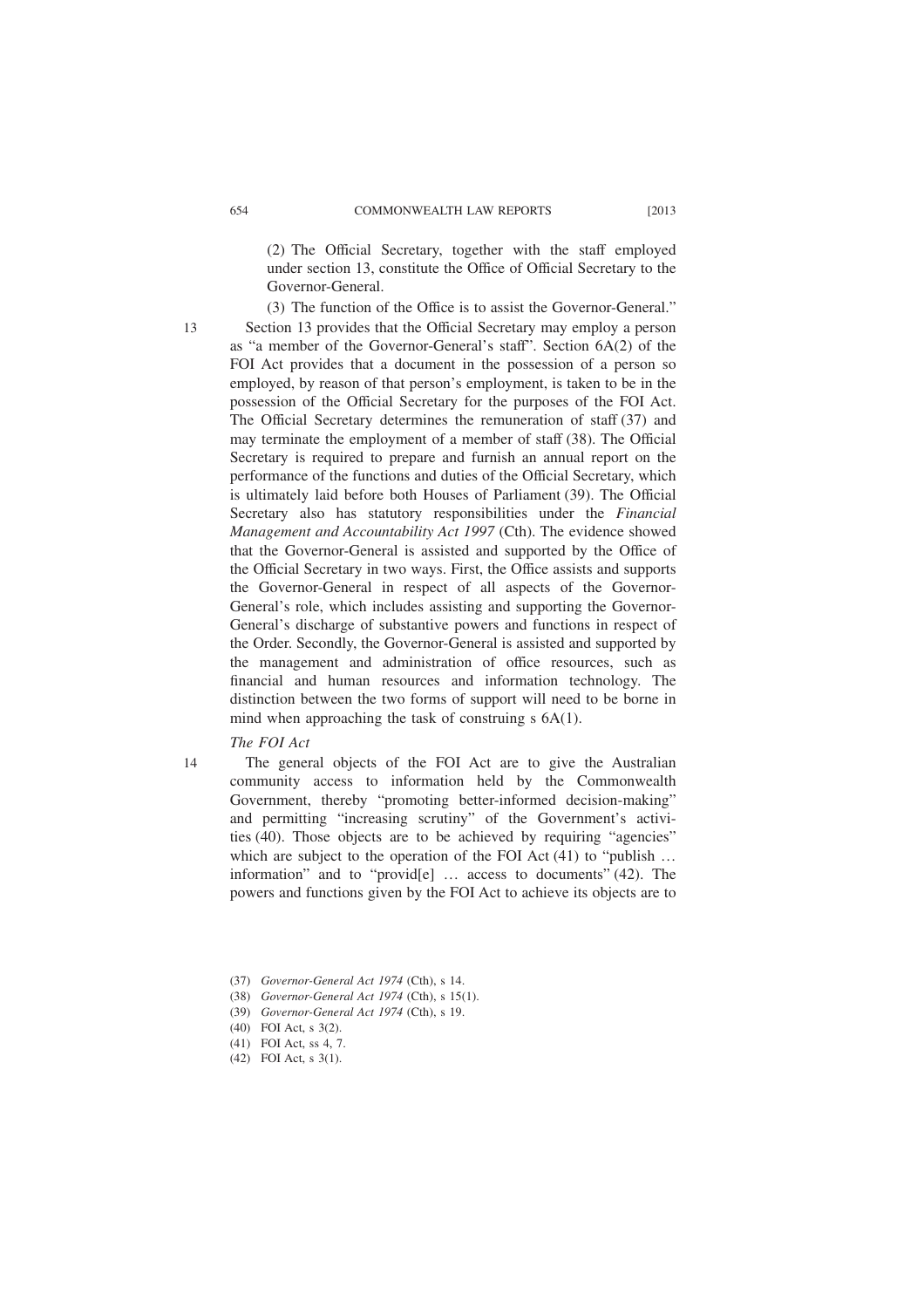(2) The Official Secretary, together with the staff employed under section 13, constitute the Office of Official Secretary to the Governor-General.

(3) The function of the Office is to assist the Governor-General."

13 Section 13 provides that the Official Secretary may employ a person as "a member of the Governor-General's staff". Section 6A(2) of the FOI Act provides that a document in the possession of a person so employed, by reason of that person's employment, is taken to be in the possession of the Official Secretary for the purposes of the FOI Act. The Official Secretary determines the remuneration of staff (37) and may terminate the employment of a member of staff (38). The Official Secretary is required to prepare and furnish an annual report on the performance of the functions and duties of the Official Secretary, which is ultimately laid before both Houses of Parliament (39). The Official Secretary also has statutory responsibilities under the *Financial Management and Accountability Act 1997* (Cth). The evidence showed that the Governor-General is assisted and supported by the Office of the Official Secretary in two ways. First, the Office assists and supports the Governor-General in respect of all aspects of the Governor-General's role, which includes assisting and supporting the Governor-General's discharge of substantive powers and functions in respect of the Order. Secondly, the Governor-General is assisted and supported by the management and administration of office resources, such as financial and human resources and information technology. The distinction between the two forms of support will need to be borne in mind when approaching the task of construing s 6A(1).

*The FOI Act*

14 The general objects of the FOI Act are to give the Australian community access to information held by the Commonwealth Government, thereby "promoting better-informed decision-making" and permitting "increasing scrutiny" of the Government's activities (40). Those objects are to be achieved by requiring "agencies" which are subject to the operation of the FOI Act (41) to "publish … information" and to "provid[e] … access to documents" (42). The powers and functions given by the FOI Act to achieve its objects are to

(37) *Governor-General Act 1974* (Cth), s 14.

(38) *Governor-General Act 1974* (Cth), s 15(1).

(39) *Governor-General Act 1974* (Cth), s 19.

(40) FOI Act, s 3(2).

(41) FOI Act, ss 4, 7.

(42) FOI Act, s 3(1).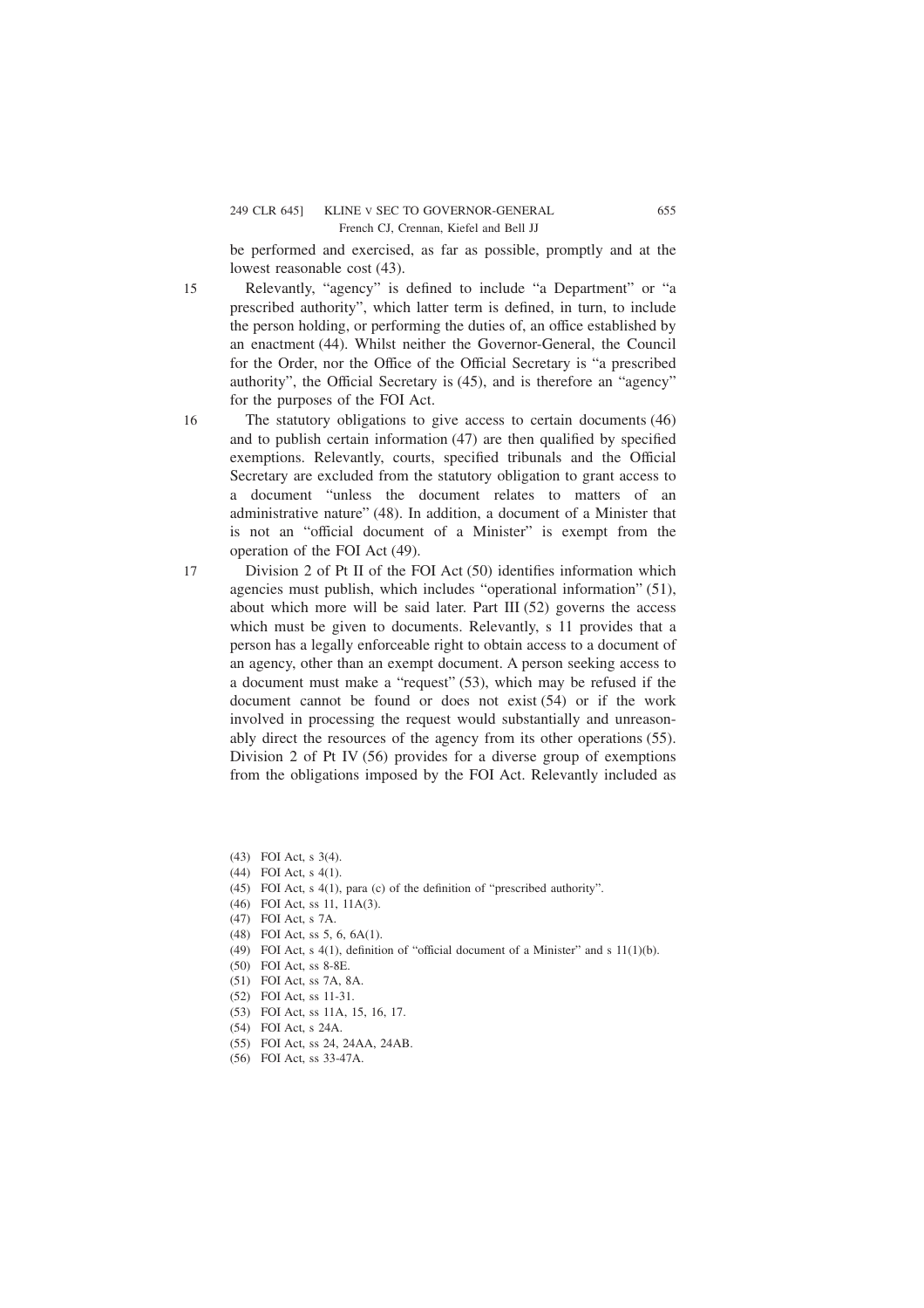be performed and exercised, as far as possible, promptly and at the lowest reasonable cost (43).

15 Relevantly, "agency" is defined to include "a Department" or "a prescribed authority", which latter term is defined, in turn, to include the person holding, or performing the duties of, an office established by an enactment (44). Whilst neither the Governor-General, the Council for the Order, nor the Office of the Official Secretary is "a prescribed authority", the Official Secretary is (45), and is therefore an "agency" for the purposes of the FOI Act.

16 The statutory obligations to give access to certain documents (46) and to publish certain information (47) are then qualified by specified exemptions. Relevantly, courts, specified tribunals and the Official Secretary are excluded from the statutory obligation to grant access to a document "unless the document relates to matters of an administrative nature" (48). In addition, a document of a Minister that is not an "official document of a Minister" is exempt from the operation of the FOI Act (49).

17 Division 2 of Pt II of the FOI Act (50) identifies information which agencies must publish, which includes "operational information" (51), about which more will be said later. Part III (52) governs the access which must be given to documents. Relevantly, s 11 provides that a person has a legally enforceable right to obtain access to a document of an agency, other than an exempt document. A person seeking access to a document must make a "request" (53), which may be refused if the document cannot be found or does not exist (54) or if the work involved in processing the request would substantially and unreasonably direct the resources of the agency from its other operations (55). Division 2 of Pt IV (56) provides for a diverse group of exemptions from the obligations imposed by the FOI Act. Relevantly included as

(43) FOI Act, s 3(4).

(44) FOI Act, s 4(1).

(45) FOI Act, s 4(1), para (c) of the definition of "prescribed authority".

(46) FOI Act, ss 11, 11A(3).

(47) FOI Act, s 7A.

(48) FOI Act, ss 5, 6, 6A(1).

(49) FOI Act, s 4(1), definition of "official document of a Minister" and s 11(1)(b).

(50) FOI Act, ss 8-8E.

(51) FOI Act, ss 7A, 8A.

(52) FOI Act, ss 11-31.

(53) FOI Act, ss 11A, 15, 16, 17.

(54) FOI Act, s 24A.

(55) FOI Act, ss 24, 24AA, 24AB.

(56) FOI Act, ss 33-47A.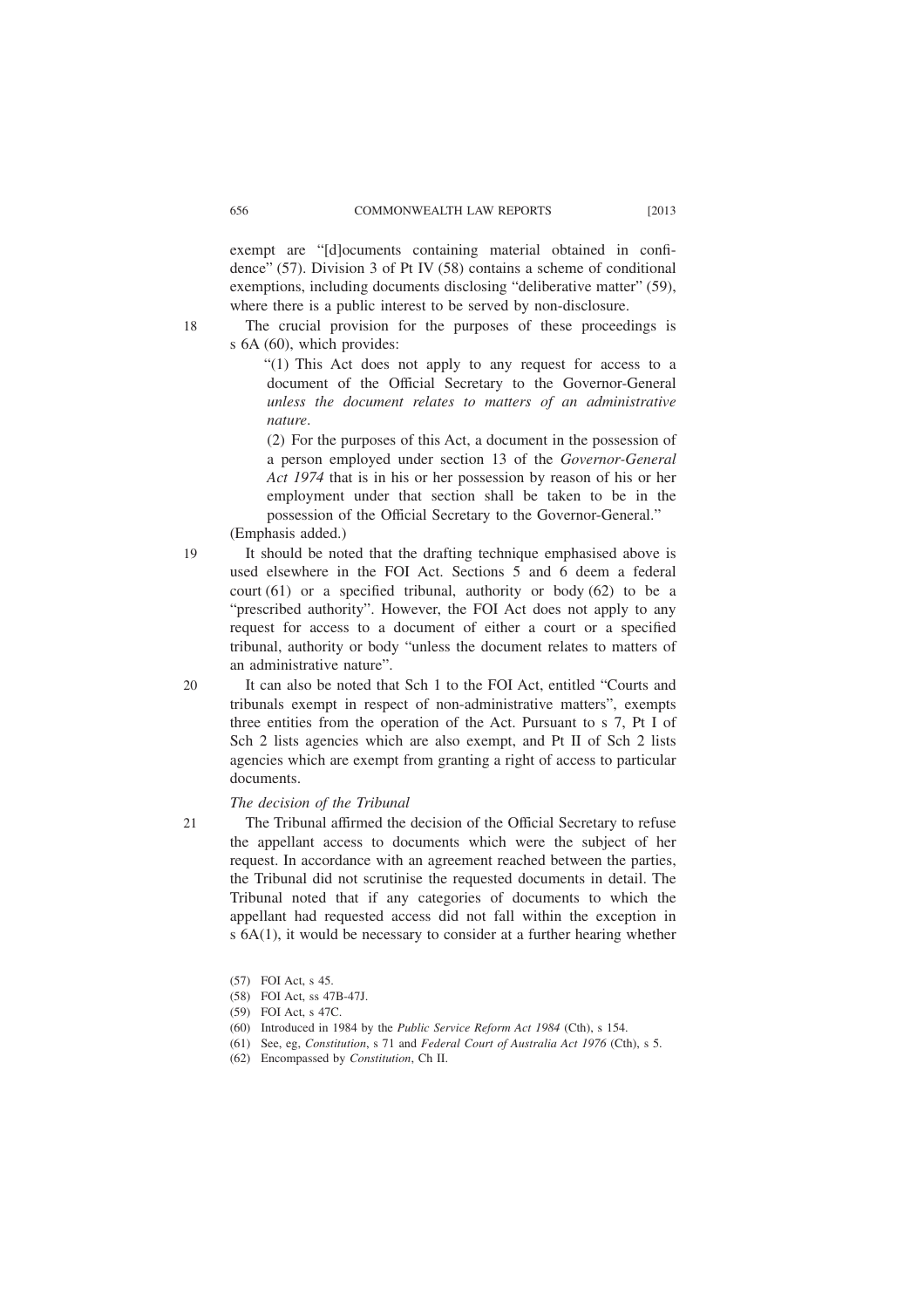exempt are "[d]ocuments containing material obtained in confidence" (57). Division 3 of Pt IV (58) contains a scheme of conditional exemptions, including documents disclosing "deliberative matter" (59), where there is a public interest to be served by non-disclosure.

18 The crucial provision for the purposes of these proceedings is s 6A (60), which provides:

> "(1) This Act does not apply to any request for access to a document of the Official Secretary to the Governor-General *unless the document relates to matters of an administrative nature*.
>
> (2) For the purposes of this Act, a document in the possession of a person employed under section 13 of the *Governor-General Act 1974* that is in his or her possession by reason of his or her employment under that section shall be taken to be in the possession of the Official Secretary to the Governor-General."

(Emphasis added.)

19 It should be noted that the drafting technique emphasised above is used elsewhere in the FOI Act. Sections 5 and 6 deem a federal court (61) or a specified tribunal, authority or body (62) to be a "prescribed authority". However, the FOI Act does not apply to any request for access to a document of either a court or a specified tribunal, authority or body "unless the document relates to matters of an administrative nature".

20 It can also be noted that Sch 1 to the FOI Act, entitled "Courts and tribunals exempt in respect of non-administrative matters", exempts three entities from the operation of the Act. Pursuant to s 7, Pt I of Sch 2 lists agencies which are also exempt, and Pt II of Sch 2 lists agencies which are exempt from granting a right of access to particular documents.

*The decision of the Tribunal*

21 The Tribunal affirmed the decision of the Official Secretary to refuse the appellant access to documents which were the subject of her request. In accordance with an agreement reached between the parties, the Tribunal did not scrutinise the requested documents in detail. The Tribunal noted that if any categories of documents to which the appellant had requested access did not fall within the exception in s 6A(1), it would be necessary to consider at a further hearing whether

(57) FOI Act, s 45.

(58) FOI Act, ss 47B-47J.

(59) FOI Act, s 47C.

(60) Introduced in 1984 by the *Public Service Reform Act 1984* (Cth), s 154.

(61) See, eg, *Constitution*, s 71 and *Federal Court of Australia Act 1976* (Cth), s 5.

(62) Encompassed by *Constitution*, Ch II.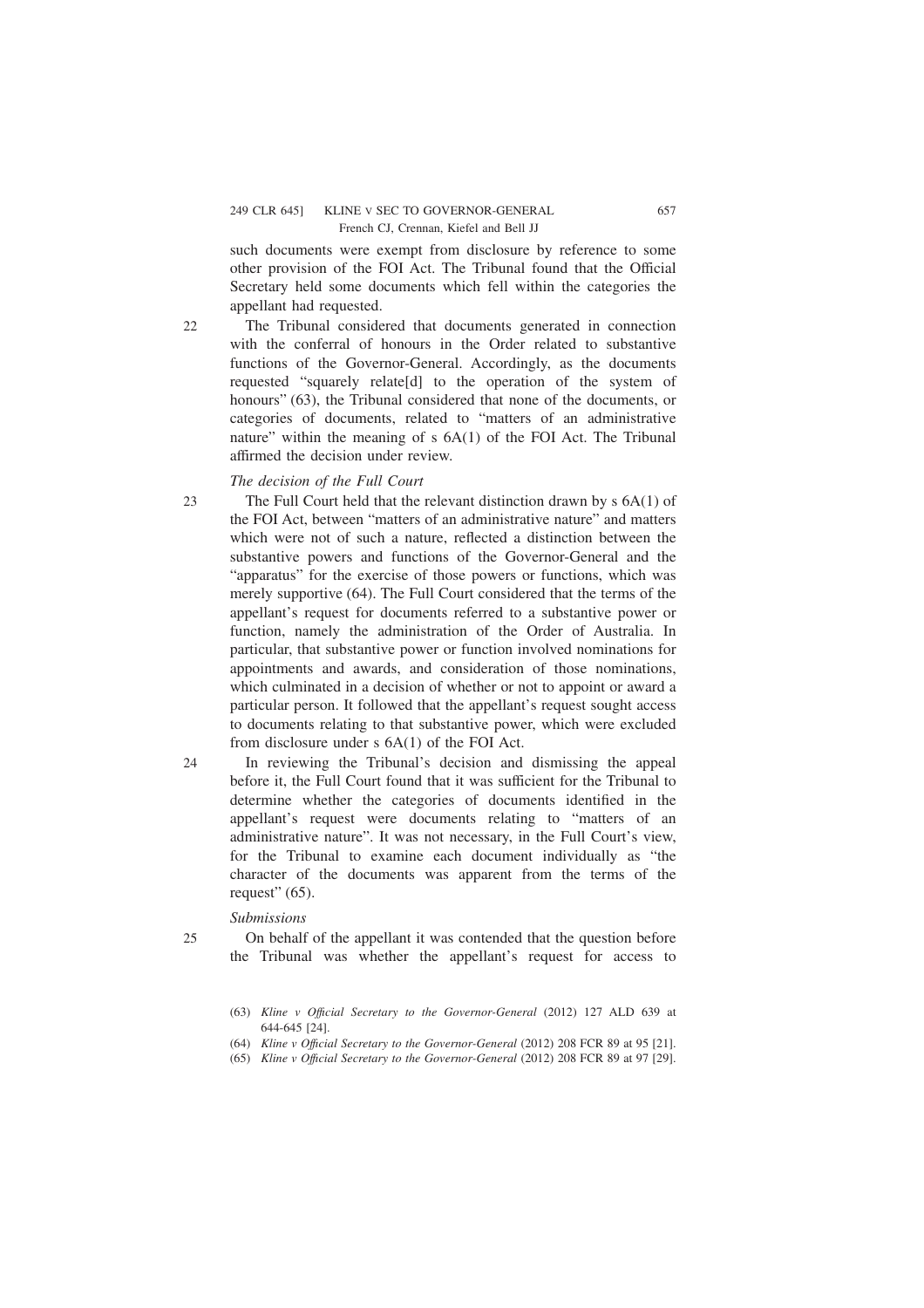such documents were exempt from disclosure by reference to some other provision of the FOI Act. The Tribunal found that the Official Secretary held some documents which fell within the categories the appellant had requested.

22 The Tribunal considered that documents generated in connection with the conferral of honours in the Order related to substantive functions of the Governor-General. Accordingly, as the documents requested "squarely relate[d] to the operation of the system of honours" (63), the Tribunal considered that none of the documents, or categories of documents, related to "matters of an administrative nature" within the meaning of s 6A(1) of the FOI Act. The Tribunal affirmed the decision under review.

*The decision of the Full Court*

23 The Full Court held that the relevant distinction drawn by s 6A(1) of the FOI Act, between "matters of an administrative nature" and matters which were not of such a nature, reflected a distinction between the substantive powers and functions of the Governor-General and the "apparatus" for the exercise of those powers or functions, which was merely supportive (64). The Full Court considered that the terms of the appellant's request for documents referred to a substantive power or function, namely the administration of the Order of Australia. In particular, that substantive power or function involved nominations for appointments and awards, and consideration of those nominations, which culminated in a decision of whether or not to appoint or award a particular person. It followed that the appellant's request sought access to documents relating to that substantive power, which were excluded from disclosure under s 6A(1) of the FOI Act.

24 In reviewing the Tribunal's decision and dismissing the appeal before it, the Full Court found that it was sufficient for the Tribunal to determine whether the categories of documents identified in the appellant's request were documents relating to "matters of an administrative nature". It was not necessary, in the Full Court's view, for the Tribunal to examine each document individually as "the character of the documents was apparent from the terms of the request" (65).

*Submissions*

25 On behalf of the appellant it was contended that the question before the Tribunal was whether the appellant's request for access to

(63) *Kline v Official Secretary to the Governor-General* (2012) 127 ALD 639 at 644-645 [24].

(64) *Kline v Official Secretary to the Governor-General* (2012) 208 FCR 89 at 95 [21].

(65) *Kline v Official Secretary to the Governor-General* (2012) 208 FCR 89 at 97 [29].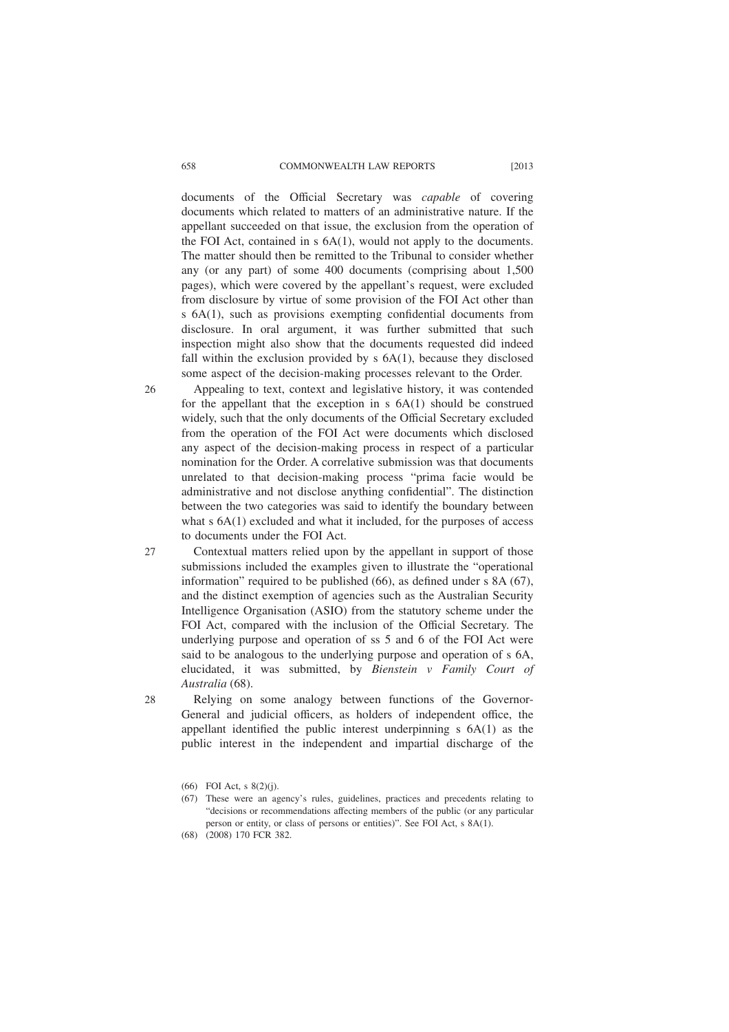documents of the Official Secretary was *capable* of covering documents which related to matters of an administrative nature. If the appellant succeeded on that issue, the exclusion from the operation of the FOI Act, contained in s 6A(1), would not apply to the documents. The matter should then be remitted to the Tribunal to consider whether any (or any part) of some 400 documents (comprising about 1,500 pages), which were covered by the appellant's request, were excluded from disclosure by virtue of some provision of the FOI Act other than s 6A(1), such as provisions exempting confidential documents from disclosure. In oral argument, it was further submitted that such inspection might also show that the documents requested did indeed fall within the exclusion provided by s 6A(1), because they disclosed some aspect of the decision-making processes relevant to the Order.

26 Appealing to text, context and legislative history, it was contended for the appellant that the exception in s 6A(1) should be construed widely, such that the only documents of the Official Secretary excluded from the operation of the FOI Act were documents which disclosed any aspect of the decision-making process in respect of a particular nomination for the Order. A correlative submission was that documents unrelated to that decision-making process "prima facie would be administrative and not disclose anything confidential". The distinction between the two categories was said to identify the boundary between what s 6A(1) excluded and what it included, for the purposes of access to documents under the FOI Act.

27 Contextual matters relied upon by the appellant in support of those submissions included the examples given to illustrate the "operational information" required to be published (66), as defined under s 8A (67), and the distinct exemption of agencies such as the Australian Security Intelligence Organisation (ASIO) from the statutory scheme under the FOI Act, compared with the inclusion of the Official Secretary. The underlying purpose and operation of ss 5 and 6 of the FOI Act were said to be analogous to the underlying purpose and operation of s 6A, elucidated, it was submitted, by *Bienstein v Family Court of Australia* (68).

28 Relying on some analogy between functions of the Governor-General and judicial officers, as holders of independent office, the appellant identified the public interest underpinning s 6A(1) as the public interest in the independent and impartial discharge of the

(66) FOI Act, s 8(2)(j).

(67) These were an agency's rules, guidelines, practices and precedents relating to "decisions or recommendations affecting members of the public (or any particular person or entity, or class of persons or entities)". See FOI Act, s 8A(1).

(68) (2008) 170 FCR 382.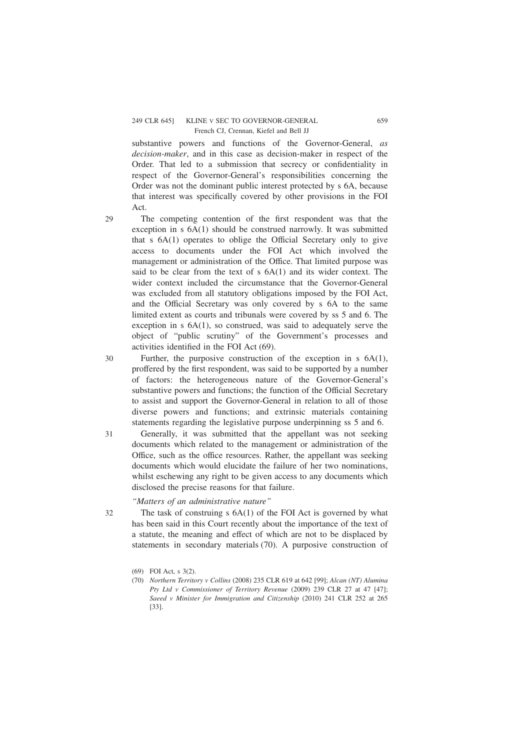substantive powers and functions of the Governor-General, *as decision-maker*, and in this case as decision-maker in respect of the Order. That led to a submission that secrecy or confidentiality in respect of the Governor-General's responsibilities concerning the Order was not the dominant public interest protected by s 6A, because that interest was specifically covered by other provisions in the FOI Act.

29 The competing contention of the first respondent was that the exception in s 6A(1) should be construed narrowly. It was submitted that s 6A(1) operates to oblige the Official Secretary only to give access to documents under the FOI Act which involved the management or administration of the Office. That limited purpose was said to be clear from the text of s 6A(1) and its wider context. The wider context included the circumstance that the Governor-General was excluded from all statutory obligations imposed by the FOI Act, and the Official Secretary was only covered by s 6A to the same limited extent as courts and tribunals were covered by ss 5 and 6. The exception in s 6A(1), so construed, was said to adequately serve the object of "public scrutiny" of the Government's processes and activities identified in the FOI Act (69).

30 Further, the purposive construction of the exception in s 6A(1), proffered by the first respondent, was said to be supported by a number of factors: the heterogeneous nature of the Governor-General's substantive powers and functions; the function of the Official Secretary to assist and support the Governor-General in relation to all of those diverse powers and functions; and extrinsic materials containing statements regarding the legislative purpose underpinning ss 5 and 6.

31 Generally, it was submitted that the appellant was not seeking documents which related to the management or administration of the Office, such as the office resources. Rather, the appellant was seeking documents which would elucidate the failure of her two nominations, whilst eschewing any right to be given access to any documents which disclosed the precise reasons for that failure.

*"Matters of an administrative nature"*

32 The task of construing s 6A(1) of the FOI Act is governed by what has been said in this Court recently about the importance of the text of a statute, the meaning and effect of which are not to be displaced by statements in secondary materials (70). A purposive construction of

(69) FOI Act, s 3(2).

(70) *Northern Territory v Collins* (2008) 235 CLR 619 at 642 [99]; *Alcan (NT) Alumina Pty Ltd v Commissioner of Territory Revenue* (2009) 239 CLR 27 at 47 [47]; *Saeed v Minister for Immigration and Citizenship* (2010) 241 CLR 252 at 265 [33].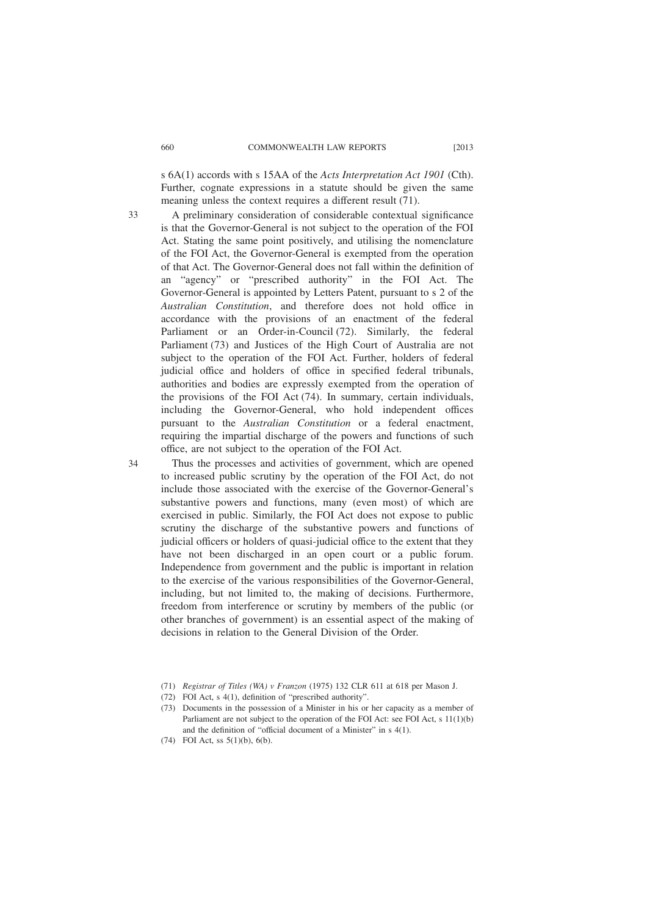s 6A(1) accords with s 15AA of the *Acts Interpretation Act 1901* (Cth). Further, cognate expressions in a statute should be given the same meaning unless the context requires a different result (71).

33 A preliminary consideration of considerable contextual significance is that the Governor-General is not subject to the operation of the FOI Act. Stating the same point positively, and utilising the nomenclature of the FOI Act, the Governor-General is exempted from the operation of that Act. The Governor-General does not fall within the definition of an "agency" or "prescribed authority" in the FOI Act. The Governor-General is appointed by Letters Patent, pursuant to s 2 of the *Australian Constitution*, and therefore does not hold office in accordance with the provisions of an enactment of the federal Parliament or an Order-in-Council (72). Similarly, the federal Parliament (73) and Justices of the High Court of Australia are not subject to the operation of the FOI Act. Further, holders of federal judicial office and holders of office in specified federal tribunals, authorities and bodies are expressly exempted from the operation of the provisions of the FOI Act (74). In summary, certain individuals, including the Governor-General, who hold independent offices pursuant to the *Australian Constitution* or a federal enactment, requiring the impartial discharge of the powers and functions of such office, are not subject to the operation of the FOI Act.

34 Thus the processes and activities of government, which are opened to increased public scrutiny by the operation of the FOI Act, do not include those associated with the exercise of the Governor-General's substantive powers and functions, many (even most) of which are exercised in public. Similarly, the FOI Act does not expose to public scrutiny the discharge of the substantive powers and functions of judicial officers or holders of quasi-judicial office to the extent that they have not been discharged in an open court or a public forum. Independence from government and the public is important in relation to the exercise of the various responsibilities of the Governor-General, including, but not limited to, the making of decisions. Furthermore, freedom from interference or scrutiny by members of the public (or other branches of government) is an essential aspect of the making of decisions in relation to the General Division of the Order.

(71) *Registrar of Titles (WA) v Franzon* (1975) 132 CLR 611 at 618 per Mason J.

(72) FOI Act, s 4(1), definition of "prescribed authority".

(73) Documents in the possession of a Minister in his or her capacity as a member of Parliament are not subject to the operation of the FOI Act: see FOI Act, s 11(1)(b) and the definition of "official document of a Minister" in s 4(1).

(74) FOI Act, ss 5(1)(b), 6(b).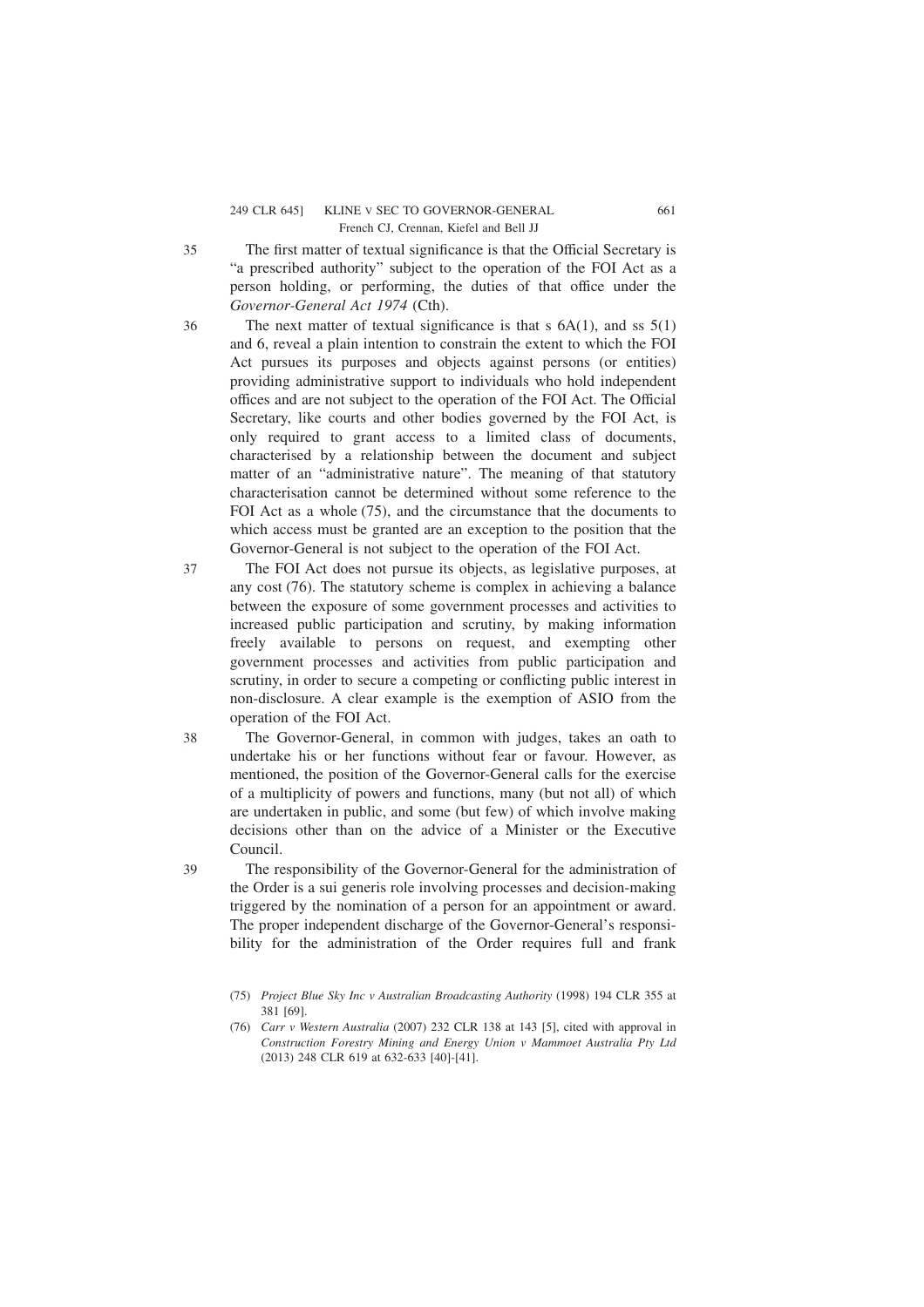35 The first matter of textual significance is that the Official Secretary is "a prescribed authority" subject to the operation of the FOI Act as a person holding, or performing, the duties of that office under the *Governor-General Act 1974* (Cth).

36 The next matter of textual significance is that s 6A(1), and ss 5(1) and 6, reveal a plain intention to constrain the extent to which the FOI Act pursues its purposes and objects against persons (or entities) providing administrative support to individuals who hold independent offices and are not subject to the operation of the FOI Act. The Official Secretary, like courts and other bodies governed by the FOI Act, is only required to grant access to a limited class of documents, characterised by a relationship between the document and subject matter of an "administrative nature". The meaning of that statutory characterisation cannot be determined without some reference to the FOI Act as a whole (75), and the circumstance that the documents to which access must be granted are an exception to the position that the Governor-General is not subject to the operation of the FOI Act.

37 The FOI Act does not pursue its objects, as legislative purposes, at any cost (76). The statutory scheme is complex in achieving a balance between the exposure of some government processes and activities to increased public participation and scrutiny, by making information freely available to persons on request, and exempting other government processes and activities from public participation and scrutiny, in order to secure a competing or conflicting public interest in non-disclosure. A clear example is the exemption of ASIO from the operation of the FOI Act.

38 The Governor-General, in common with judges, takes an oath to undertake his or her functions without fear or favour. However, as mentioned, the position of the Governor-General calls for the exercise of a multiplicity of powers and functions, many (but not all) of which are undertaken in public, and some (but few) of which involve making decisions other than on the advice of a Minister or the Executive Council.

39 The responsibility of the Governor-General for the administration of the Order is a sui generis role involving processes and decision-making triggered by the nomination of a person for an appointment or award. The proper independent discharge of the Governor-General's responsibility for the administration of the Order requires full and frank

(75) *Project Blue Sky Inc v Australian Broadcasting Authority* (1998) 194 CLR 355 at 381 [69].

(76) *Carr v Western Australia* (2007) 232 CLR 138 at 143 [5], cited with approval in *Construction Forestry Mining and Energy Union v Mammoet Australia Pty Ltd* (2013) 248 CLR 619 at 632-633 [40]-[41].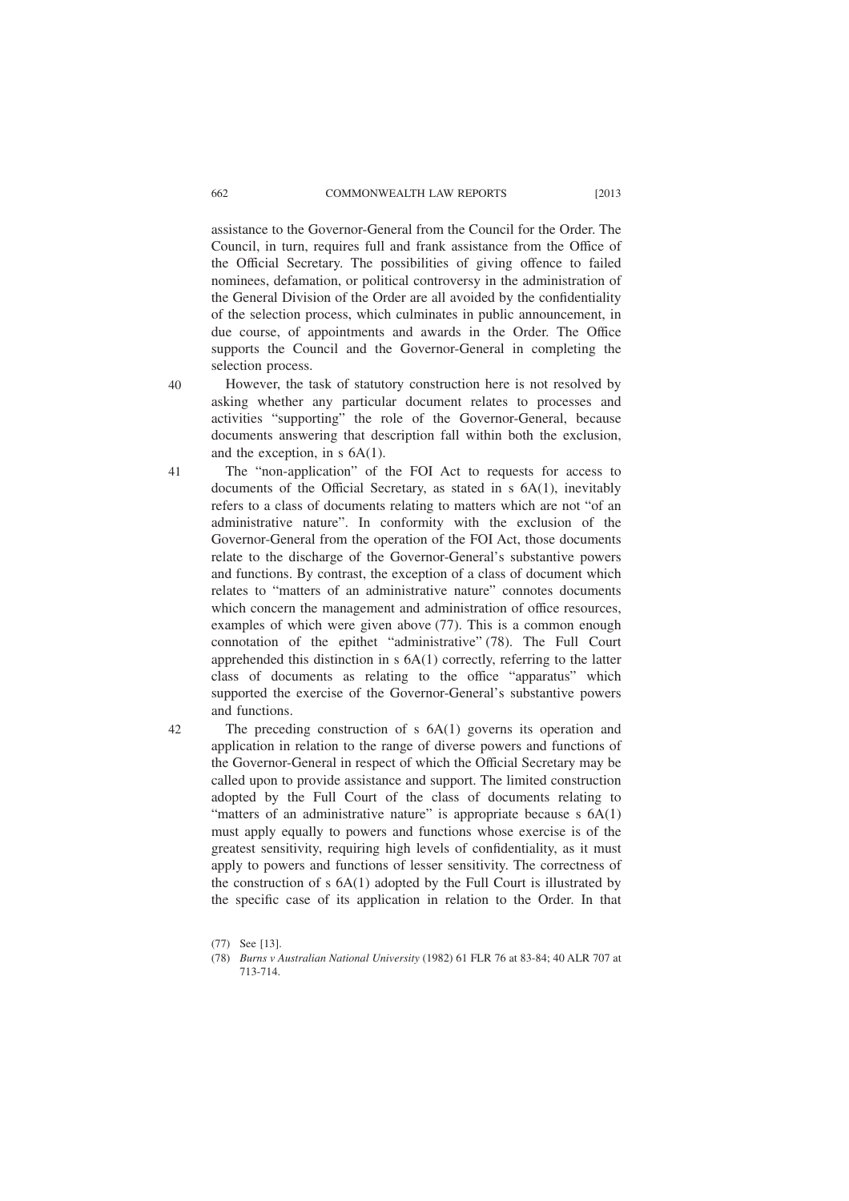assistance to the Governor-General from the Council for the Order. The Council, in turn, requires full and frank assistance from the Office of the Official Secretary. The possibilities of giving offence to failed nominees, defamation, or political controversy in the administration of the General Division of the Order are all avoided by the confidentiality of the selection process, which culminates in public announcement, in due course, of appointments and awards in the Order. The Office supports the Council and the Governor-General in completing the selection process.

40 However, the task of statutory construction here is not resolved by asking whether any particular document relates to processes and activities "supporting" the role of the Governor-General, because documents answering that description fall within both the exclusion, and the exception, in s 6A(1).

41 The "non-application" of the FOI Act to requests for access to documents of the Official Secretary, as stated in s 6A(1), inevitably refers to a class of documents relating to matters which are not "of an administrative nature". In conformity with the exclusion of the Governor-General from the operation of the FOI Act, those documents relate to the discharge of the Governor-General's substantive powers and functions. By contrast, the exception of a class of document which relates to "matters of an administrative nature" connotes documents which concern the management and administration of office resources, examples of which were given above (77). This is a common enough connotation of the epithet "administrative" (78). The Full Court apprehended this distinction in s 6A(1) correctly, referring to the latter class of documents as relating to the office "apparatus" which supported the exercise of the Governor-General's substantive powers and functions.

42 The preceding construction of s 6A(1) governs its operation and application in relation to the range of diverse powers and functions of the Governor-General in respect of which the Official Secretary may be called upon to provide assistance and support. The limited construction adopted by the Full Court of the class of documents relating to "matters of an administrative nature" is appropriate because s 6A(1) must apply equally to powers and functions whose exercise is of the greatest sensitivity, requiring high levels of confidentiality, as it must apply to powers and functions of lesser sensitivity. The correctness of the construction of s 6A(1) adopted by the Full Court is illustrated by the specific case of its application in relation to the Order. In that

(77) See [13].

(78) *Burns v Australian National University* (1982) 61 FLR 76 at 83-84; 40 ALR 707 at 713-714.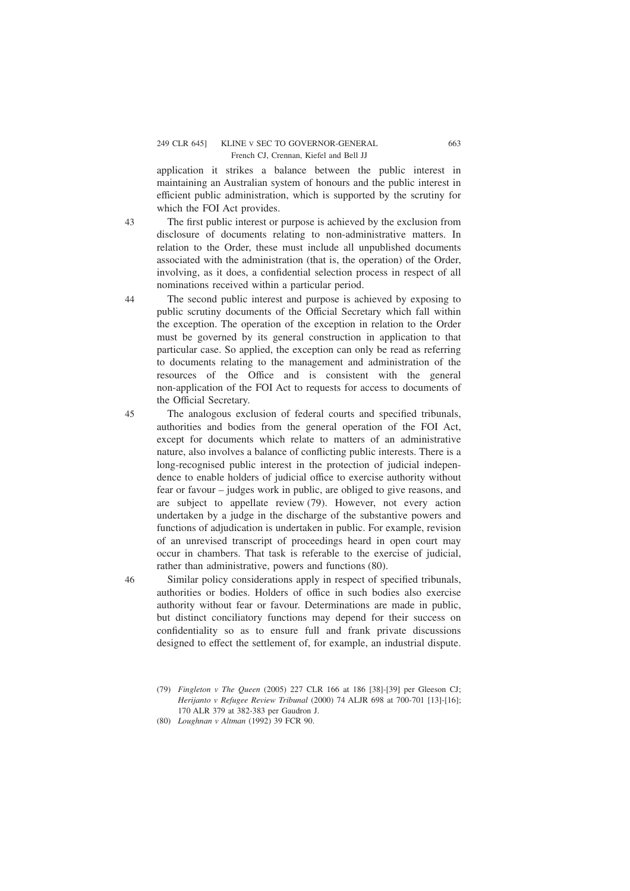application it strikes a balance between the public interest in maintaining an Australian system of honours and the public interest in efficient public administration, which is supported by the scrutiny for which the FOI Act provides.

43 The first public interest or purpose is achieved by the exclusion from disclosure of documents relating to non-administrative matters. In relation to the Order, these must include all unpublished documents associated with the administration (that is, the operation) of the Order, involving, as it does, a confidential selection process in respect of all nominations received within a particular period.

44 The second public interest and purpose is achieved by exposing to public scrutiny documents of the Official Secretary which fall within the exception. The operation of the exception in relation to the Order must be governed by its general construction in application to that particular case. So applied, the exception can only be read as referring to documents relating to the management and administration of the resources of the Office and is consistent with the general non-application of the FOI Act to requests for access to documents of the Official Secretary.

45 The analogous exclusion of federal courts and specified tribunals, authorities and bodies from the general operation of the FOI Act, except for documents which relate to matters of an administrative nature, also involves a balance of conflicting public interests. There is a long-recognised public interest in the protection of judicial independence to enable holders of judicial office to exercise authority without fear or favour – judges work in public, are obliged to give reasons, and are subject to appellate review (79). However, not every action undertaken by a judge in the discharge of the substantive powers and functions of adjudication is undertaken in public. For example, revision of an unrevised transcript of proceedings heard in open court may occur in chambers. That task is referable to the exercise of judicial, rather than administrative, powers and functions (80).

46 Similar policy considerations apply in respect of specified tribunals, authorities or bodies. Holders of office in such bodies also exercise authority without fear or favour. Determinations are made in public, but distinct conciliatory functions may depend for their success on confidentiality so as to ensure full and frank private discussions designed to effect the settlement of, for example, an industrial dispute.

(79) *Fingleton v The Queen* (2005) 227 CLR 166 at 186 [38]-[39] per Gleeson CJ; *Herijanto v Refugee Review Tribunal* (2000) 74 ALJR 698 at 700-701 [13]-[16]; 170 ALR 379 at 382-383 per Gaudron J.

(80) *Loughnan v Altman* (1992) 39 FCR 90.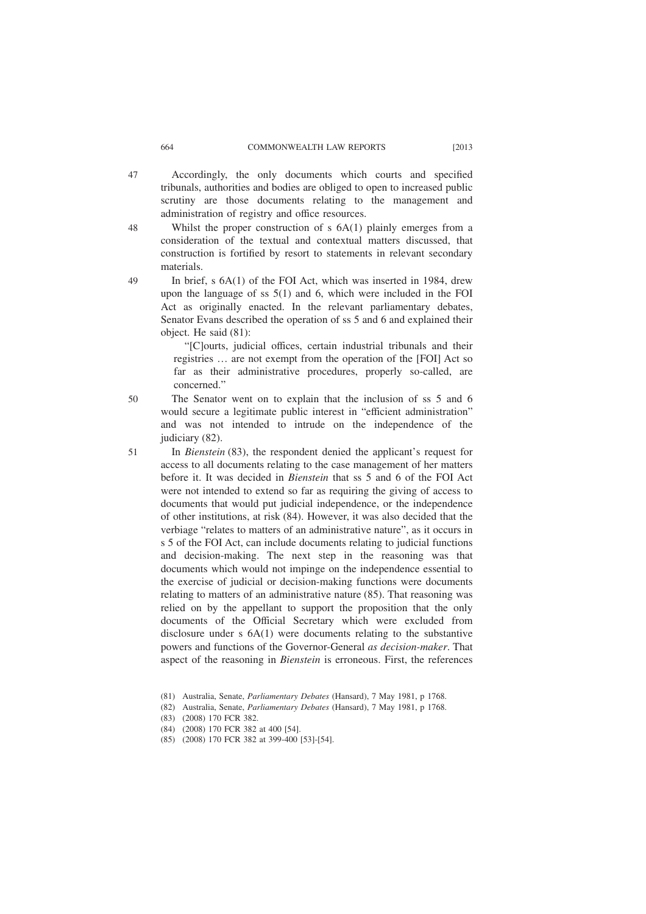47 Accordingly, the only documents which courts and specified tribunals, authorities and bodies are obliged to open to increased public scrutiny are those documents relating to the management and administration of registry and office resources.

48 Whilst the proper construction of s 6A(1) plainly emerges from a consideration of the textual and contextual matters discussed, that construction is fortified by resort to statements in relevant secondary materials.

49 In brief, s 6A(1) of the FOI Act, which was inserted in 1984, drew upon the language of ss 5(1) and 6, which were included in the FOI Act as originally enacted. In the relevant parliamentary debates, Senator Evans described the operation of ss 5 and 6 and explained their object. He said (81):

> "[C]ourts, judicial offices, certain industrial tribunals and their registries … are not exempt from the operation of the [FOI] Act so far as their administrative procedures, properly so-called, are concerned."

50 The Senator went on to explain that the inclusion of ss 5 and 6 would secure a legitimate public interest in "efficient administration" and was not intended to intrude on the independence of the judiciary (82).

51 In *Bienstein* (83), the respondent denied the applicant's request for access to all documents relating to the case management of her matters before it. It was decided in *Bienstein* that ss 5 and 6 of the FOI Act were not intended to extend so far as requiring the giving of access to documents that would put judicial independence, or the independence of other institutions, at risk (84). However, it was also decided that the verbiage "relates to matters of an administrative nature", as it occurs in s 5 of the FOI Act, can include documents relating to judicial functions and decision-making. The next step in the reasoning was that documents which would not impinge on the independence essential to the exercise of judicial or decision-making functions were documents relating to matters of an administrative nature (85). That reasoning was relied on by the appellant to support the proposition that the only documents of the Official Secretary which were excluded from disclosure under s 6A(1) were documents relating to the substantive powers and functions of the Governor-General *as decision-maker*. That aspect of the reasoning in *Bienstein* is erroneous. First, the references

(81) Australia, Senate, *Parliamentary Debates* (Hansard), 7 May 1981, p 1768.

(82) Australia, Senate, *Parliamentary Debates* (Hansard), 7 May 1981, p 1768.

(83) (2008) 170 FCR 382.

(84) (2008) 170 FCR 382 at 400 [54].

(85) (2008) 170 FCR 382 at 399-400 [53]-[54].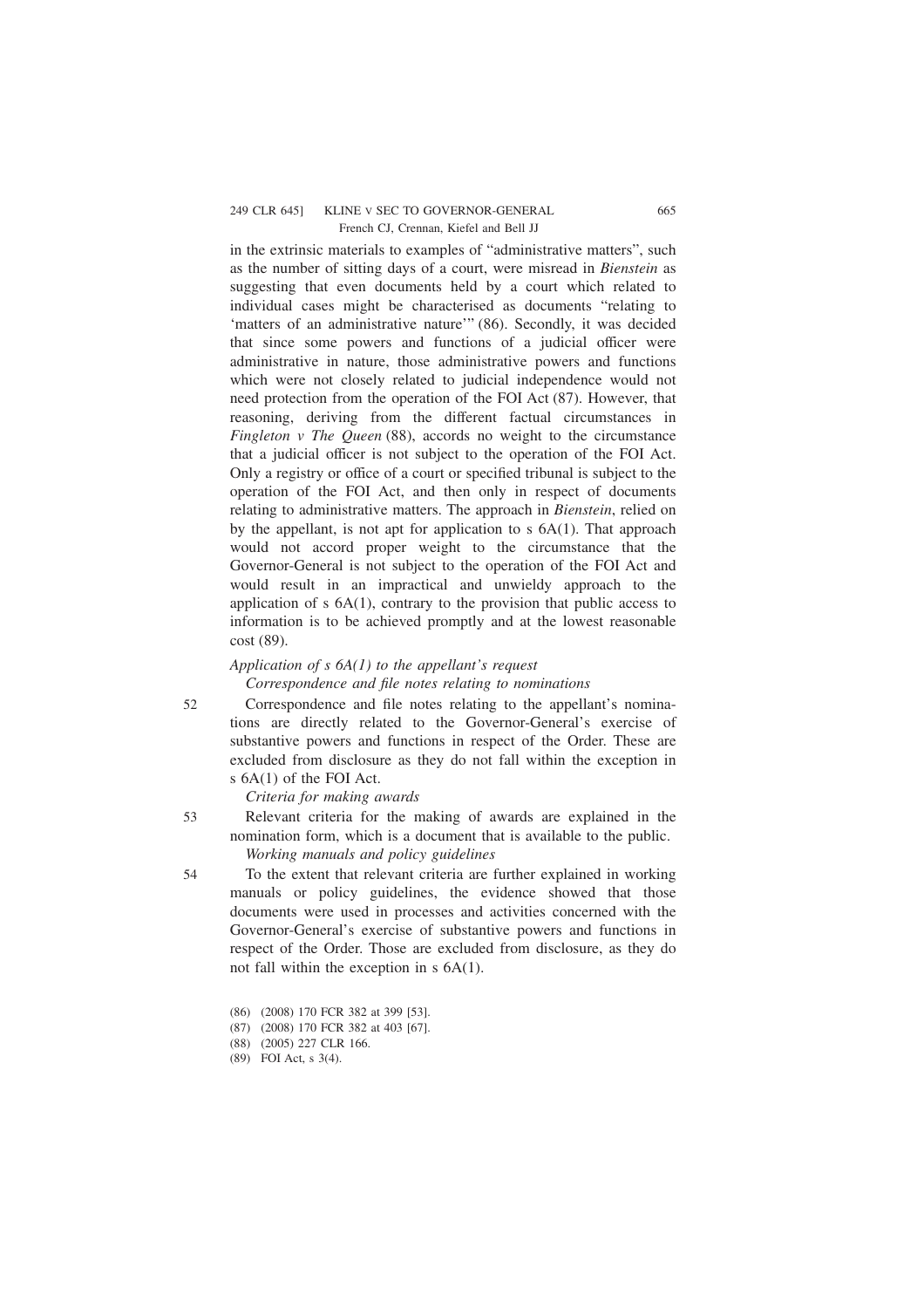in the extrinsic materials to examples of "administrative matters", such as the number of sitting days of a court, were misread in *Bienstein* as suggesting that even documents held by a court which related to individual cases might be characterised as documents "relating to 'matters of an administrative nature'" (86). Secondly, it was decided that since some powers and functions of a judicial officer were administrative in nature, those administrative powers and functions which were not closely related to judicial independence would not need protection from the operation of the FOI Act (87). However, that reasoning, deriving from the different factual circumstances in *Fingleton v The Queen* (88), accords no weight to the circumstance that a judicial officer is not subject to the operation of the FOI Act. Only a registry or office of a court or specified tribunal is subject to the operation of the FOI Act, and then only in respect of documents relating to administrative matters. The approach in *Bienstein*, relied on by the appellant, is not apt for application to s 6A(1). That approach would not accord proper weight to the circumstance that the Governor-General is not subject to the operation of the FOI Act and would result in an impractical and unwieldy approach to the application of s 6A(1), contrary to the provision that public access to information is to be achieved promptly and at the lowest reasonable cost (89).

*Application of s 6A(1) to the appellant's request*

*Correspondence and file notes relating to nominations*

52 Correspondence and file notes relating to the appellant's nominations are directly related to the Governor-General's exercise of substantive powers and functions in respect of the Order. These are excluded from disclosure as they do not fall within the exception in s 6A(1) of the FOI Act.

*Criteria for making awards*

53 Relevant criteria for the making of awards are explained in the nomination form, which is a document that is available to the public.

*Working manuals and policy guidelines*

54 To the extent that relevant criteria are further explained in working manuals or policy guidelines, the evidence showed that those documents were used in processes and activities concerned with the Governor-General's exercise of substantive powers and functions in respect of the Order. Those are excluded from disclosure, as they do not fall within the exception in s 6A(1).

(86) (2008) 170 FCR 382 at 399 [53].

(87) (2008) 170 FCR 382 at 403 [67].

(88) (2005) 227 CLR 166.

(89) FOI Act, s 3(4).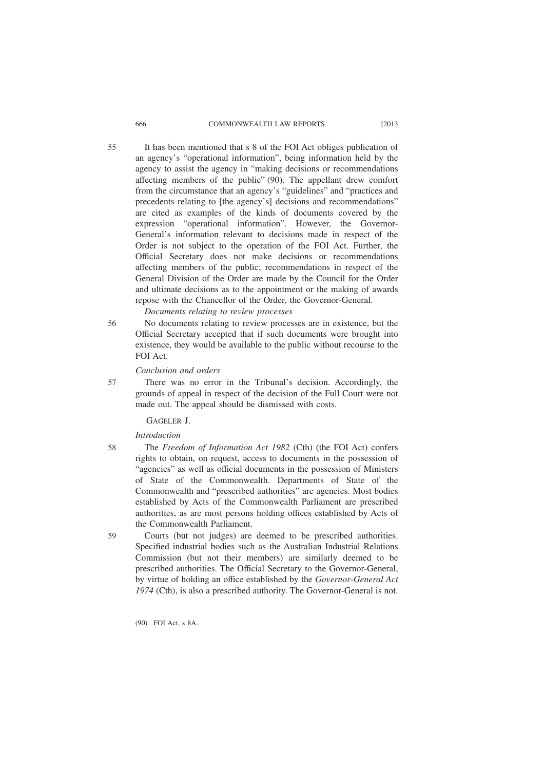55 It has been mentioned that s 8 of the FOI Act obliges publication of an agency's "operational information", being information held by the agency to assist the agency in "making decisions or recommendations affecting members of the public" (90). The appellant drew comfort from the circumstance that an agency's "guidelines" and "practices and precedents relating to [the agency's] decisions and recommendations" are cited as examples of the kinds of documents covered by the expression "operational information". However, the Governor-General's information relevant to decisions made in respect of the Order is not subject to the operation of the FOI Act. Further, the Official Secretary does not make decisions or recommendations affecting members of the public; recommendations in respect of the General Division of the Order are made by the Council for the Order and ultimate decisions as to the appointment or the making of awards repose with the Chancellor of the Order, the Governor-General.

*Documents relating to review processes*

56 No documents relating to review processes are in existence, but the Official Secretary accepted that if such documents were brought into existence, they would be available to the public without recourse to the FOI Act.

*Conclusion and orders*

57 There was no error in the Tribunal's decision. Accordingly, the grounds of appeal in respect of the decision of the Full Court were not made out. The appeal should be dismissed with costs.

GAGELER J.

*Introduction*

58 The *Freedom of Information Act 1982* (Cth) (the FOI Act) confers rights to obtain, on request, access to documents in the possession of "agencies" as well as official documents in the possession of Ministers of State of the Commonwealth. Departments of State of the Commonwealth and "prescribed authorities" are agencies. Most bodies established by Acts of the Commonwealth Parliament are prescribed authorities, as are most persons holding offices established by Acts of the Commonwealth Parliament.

59 Courts (but not judges) are deemed to be prescribed authorities. Specified industrial bodies such as the Australian Industrial Relations Commission (but not their members) are similarly deemed to be prescribed authorities. The Official Secretary to the Governor-General, by virtue of holding an office established by the *Governor-General Act 1974* (Cth), is also a prescribed authority. The Governor-General is not.

(90) FOI Act, s 8A.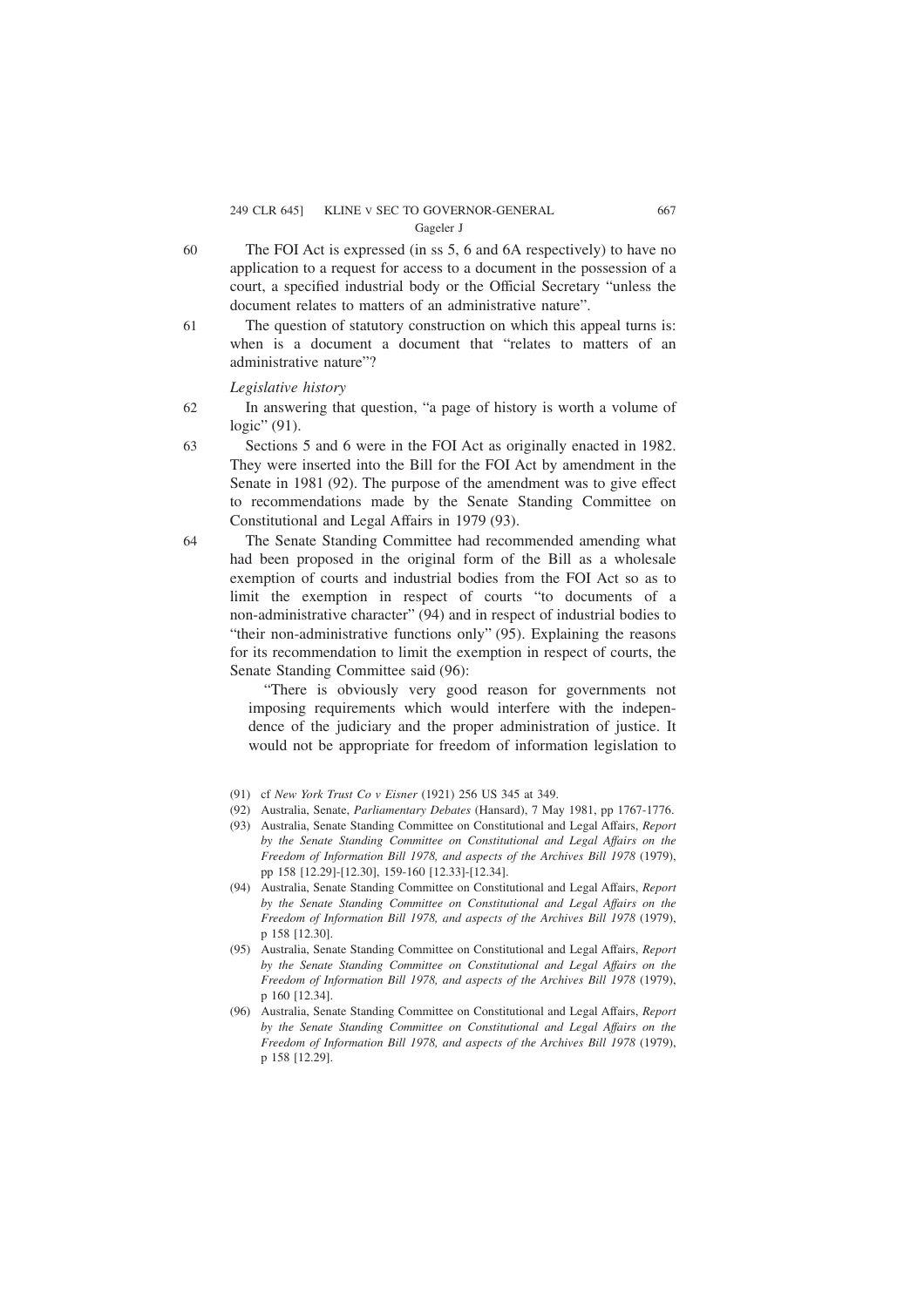60 The FOI Act is expressed (in ss 5, 6 and 6A respectively) to have no application to a request for access to a document in the possession of a court, a specified industrial body or the Official Secretary "unless the document relates to matters of an administrative nature".

61 The question of statutory construction on which this appeal turns is: when is a document a document that "relates to matters of an administrative nature"?

*Legislative history*

62 In answering that question, "a page of history is worth a volume of logic" (91).

63 Sections 5 and 6 were in the FOI Act as originally enacted in 1982. They were inserted into the Bill for the FOI Act by amendment in the Senate in 1981 (92). The purpose of the amendment was to give effect to recommendations made by the Senate Standing Committee on Constitutional and Legal Affairs in 1979 (93).

64 The Senate Standing Committee had recommended amending what had been proposed in the original form of the Bill as a wholesale exemption of courts and industrial bodies from the FOI Act so as to limit the exemption in respect of courts "to documents of a non-administrative character" (94) and in respect of industrial bodies to "their non-administrative functions only" (95). Explaining the reasons for its recommendation to limit the exemption in respect of courts, the Senate Standing Committee said (96):

> "There is obviously very good reason for governments not imposing requirements which would interfere with the independence of the judiciary and the proper administration of justice. It would not be appropriate for freedom of information legislation to

(91) cf *New York Trust Co v Eisner* (1921) 256 US 345 at 349.

(92) Australia, Senate, *Parliamentary Debates* (Hansard), 7 May 1981, pp 1767-1776.

(93) Australia, Senate Standing Committee on Constitutional and Legal Affairs, *Report by the Senate Standing Committee on Constitutional and Legal Affairs on the Freedom of Information Bill 1978, and aspects of the Archives Bill 1978* (1979), pp 158 [12.29]-[12.30], 159-160 [12.33]-[12.34].

(94) Australia, Senate Standing Committee on Constitutional and Legal Affairs, *Report by the Senate Standing Committee on Constitutional and Legal Affairs on the Freedom of Information Bill 1978, and aspects of the Archives Bill 1978* (1979), p 158 [12.30].

(95) Australia, Senate Standing Committee on Constitutional and Legal Affairs, *Report by the Senate Standing Committee on Constitutional and Legal Affairs on the Freedom of Information Bill 1978, and aspects of the Archives Bill 1978* (1979), p 160 [12.34].

(96) Australia, Senate Standing Committee on Constitutional and Legal Affairs, *Report by the Senate Standing Committee on Constitutional and Legal Affairs on the Freedom of Information Bill 1978, and aspects of the Archives Bill 1978* (1979), p 158 [12.29].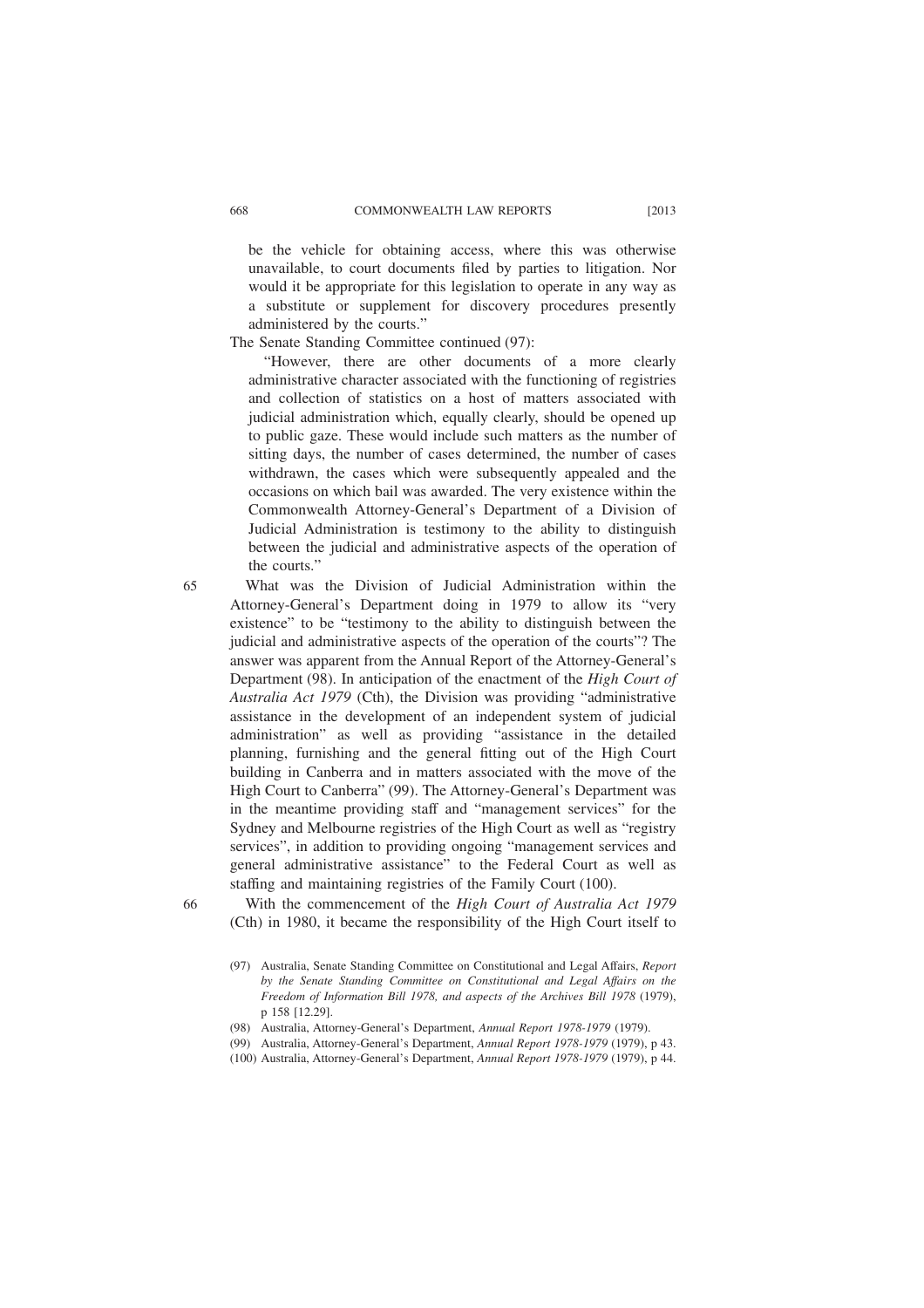> be the vehicle for obtaining access, where this was otherwise unavailable, to court documents filed by parties to litigation. Nor would it be appropriate for this legislation to operate in any way as a substitute or supplement for discovery procedures presently administered by the courts."

The Senate Standing Committee continued (97):

> "However, there are other documents of a more clearly administrative character associated with the functioning of registries and collection of statistics on a host of matters associated with judicial administration which, equally clearly, should be opened up to public gaze. These would include such matters as the number of sitting days, the number of cases determined, the number of cases withdrawn, the cases which were subsequently appealed and the occasions on which bail was awarded. The very existence within the Commonwealth Attorney-General's Department of a Division of Judicial Administration is testimony to the ability to distinguish between the judicial and administrative aspects of the operation of the courts."

65 What was the Division of Judicial Administration within the Attorney-General's Department doing in 1979 to allow its "very existence" to be "testimony to the ability to distinguish between the judicial and administrative aspects of the operation of the courts"? The answer was apparent from the Annual Report of the Attorney-General's Department (98). In anticipation of the enactment of the *High Court of Australia Act 1979* (Cth), the Division was providing "administrative assistance in the development of an independent system of judicial administration" as well as providing "assistance in the detailed planning, furnishing and the general fitting out of the High Court building in Canberra and in matters associated with the move of the High Court to Canberra" (99). The Attorney-General's Department was in the meantime providing staff and "management services" for the Sydney and Melbourne registries of the High Court as well as "registry services", in addition to providing ongoing "management services and general administrative assistance" to the Federal Court as well as staffing and maintaining registries of the Family Court (100).

66 With the commencement of the *High Court of Australia Act 1979* (Cth) in 1980, it became the responsibility of the High Court itself to

(97) Australia, Senate Standing Committee on Constitutional and Legal Affairs, *Report by the Senate Standing Committee on Constitutional and Legal Affairs on the Freedom of Information Bill 1978, and aspects of the Archives Bill 1978* (1979), p 158 [12.29].

(98) Australia, Attorney-General's Department, *Annual Report 1978-1979* (1979).

(99) Australia, Attorney-General's Department, *Annual Report 1978-1979* (1979), p 43.

(100) Australia, Attorney-General's Department, *Annual Report 1978-1979* (1979), p 44.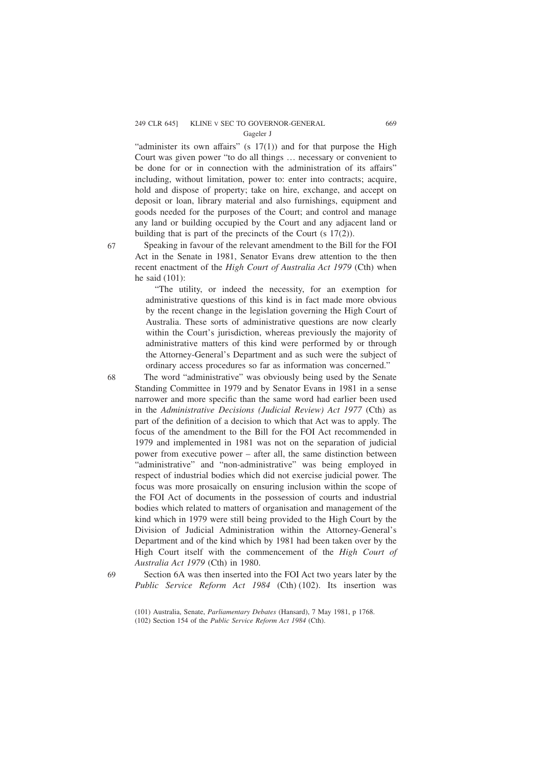"administer its own affairs" (s 17(1)) and for that purpose the High Court was given power "to do all things … necessary or convenient to be done for or in connection with the administration of its affairs" including, without limitation, power to: enter into contracts; acquire, hold and dispose of property; take on hire, exchange, and accept on deposit or loan, library material and also furnishings, equipment and goods needed for the purposes of the Court; and control and manage any land or building occupied by the Court and any adjacent land or building that is part of the precincts of the Court (s 17(2)).

67 Speaking in favour of the relevant amendment to the Bill for the FOI Act in the Senate in 1981, Senator Evans drew attention to the then recent enactment of the *High Court of Australia Act 1979* (Cth) when he said (101):

> "The utility, or indeed the necessity, for an exemption for administrative questions of this kind is in fact made more obvious by the recent change in the legislation governing the High Court of Australia. These sorts of administrative questions are now clearly within the Court's jurisdiction, whereas previously the majority of administrative matters of this kind were performed by or through the Attorney-General's Department and as such were the subject of ordinary access procedures so far as information was concerned."

68 The word "administrative" was obviously being used by the Senate Standing Committee in 1979 and by Senator Evans in 1981 in a sense narrower and more specific than the same word had earlier been used in the *Administrative Decisions (Judicial Review) Act 1977* (Cth) as part of the definition of a decision to which that Act was to apply. The focus of the amendment to the Bill for the FOI Act recommended in 1979 and implemented in 1981 was not on the separation of judicial power from executive power – after all, the same distinction between "administrative" and "non-administrative" was being employed in respect of industrial bodies which did not exercise judicial power. The focus was more prosaically on ensuring inclusion within the scope of the FOI Act of documents in the possession of courts and industrial bodies which related to matters of organisation and management of the kind which in 1979 were still being provided to the High Court by the Division of Judicial Administration within the Attorney-General's Department and of the kind which by 1981 had been taken over by the High Court itself with the commencement of the *High Court of Australia Act 1979* (Cth) in 1980.

69 Section 6A was then inserted into the FOI Act two years later by the *Public Service Reform Act 1984* (Cth) (102). Its insertion was

(101) Australia, Senate, *Parliamentary Debates* (Hansard), 7 May 1981, p 1768.

(102) Section 154 of the *Public Service Reform Act 1984* (Cth).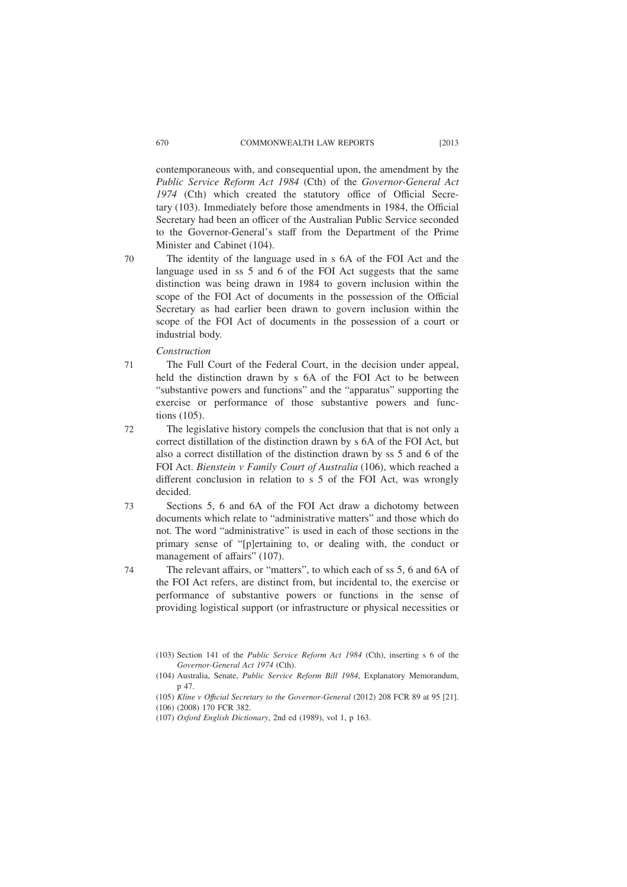contemporaneous with, and consequential upon, the amendment by the *Public Service Reform Act 1984* (Cth) of the *Governor-General Act 1974* (Cth) which created the statutory office of Official Secretary (103). Immediately before those amendments in 1984, the Official Secretary had been an officer of the Australian Public Service seconded to the Governor-General's staff from the Department of the Prime Minister and Cabinet (104).

70 The identity of the language used in s 6A of the FOI Act and the language used in ss 5 and 6 of the FOI Act suggests that the same distinction was being drawn in 1984 to govern inclusion within the scope of the FOI Act of documents in the possession of the Official Secretary as had earlier been drawn to govern inclusion within the scope of the FOI Act of documents in the possession of a court or industrial body.

*Construction*

71 The Full Court of the Federal Court, in the decision under appeal, held the distinction drawn by s 6A of the FOI Act to be between "substantive powers and functions" and the "apparatus" supporting the exercise or performance of those substantive powers and functions (105).

72 The legislative history compels the conclusion that that is not only a correct distillation of the distinction drawn by s 6A of the FOI Act, but also a correct distillation of the distinction drawn by ss 5 and 6 of the FOI Act. *Bienstein v Family Court of Australia* (106), which reached a different conclusion in relation to s 5 of the FOI Act, was wrongly decided.

73 Sections 5, 6 and 6A of the FOI Act draw a dichotomy between documents which relate to "administrative matters" and those which do not. The word "administrative" is used in each of those sections in the primary sense of "[p]ertaining to, or dealing with, the conduct or management of affairs" (107).

74 The relevant affairs, or "matters", to which each of ss 5, 6 and 6A of the FOI Act refers, are distinct from, but incidental to, the exercise or performance of substantive powers or functions in the sense of providing logistical support (or infrastructure or physical necessities or

(103) Section 141 of the *Public Service Reform Act 1984* (Cth), inserting s 6 of the *Governor-General Act 1974* (Cth).

(104) Australia, Senate, *Public Service Reform Bill 1984*, Explanatory Memorandum, p 47.

(105) *Kline v Official Secretary to the Governor-General* (2012) 208 FCR 89 at 95 [21].

(106) (2008) 170 FCR 382.

(107) *Oxford English Dictionary*, 2nd ed (1989), vol 1, p 163.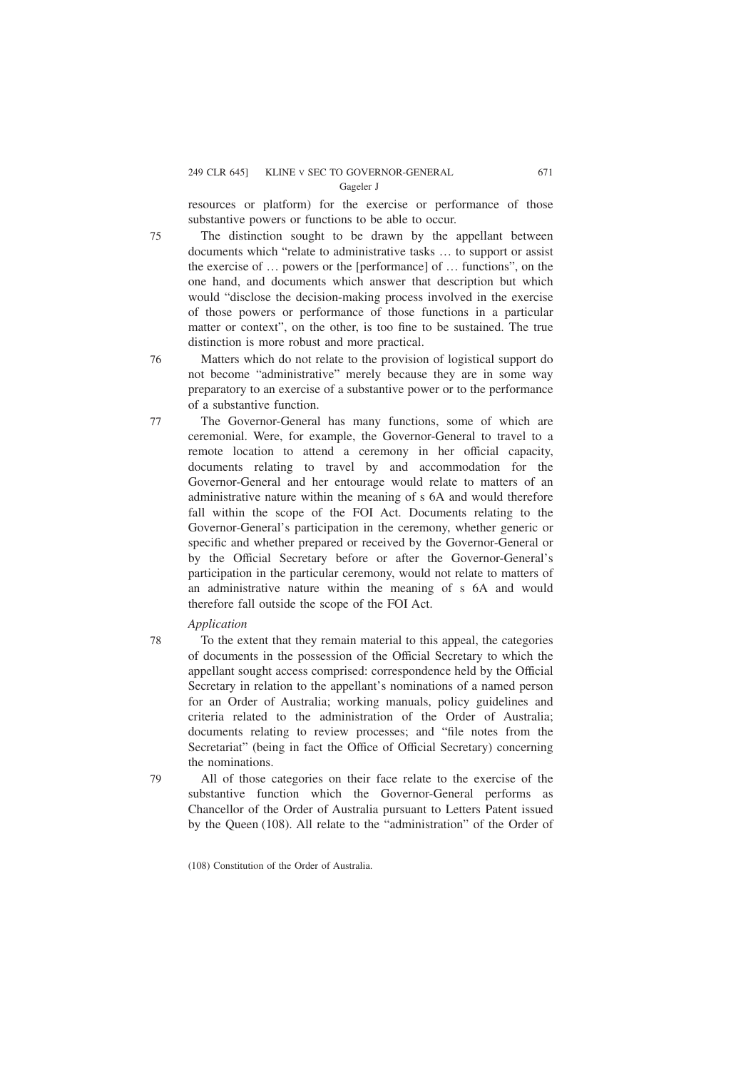resources or platform) for the exercise or performance of those substantive powers or functions to be able to occur.

75 The distinction sought to be drawn by the appellant between documents which "relate to administrative tasks … to support or assist the exercise of … powers or the [performance] of … functions", on the one hand, and documents which answer that description but which would "disclose the decision-making process involved in the exercise of those powers or performance of those functions in a particular matter or context", on the other, is too fine to be sustained. The true distinction is more robust and more practical.

76 Matters which do not relate to the provision of logistical support do not become "administrative" merely because they are in some way preparatory to an exercise of a substantive power or to the performance of a substantive function.

77 The Governor-General has many functions, some of which are ceremonial. Were, for example, the Governor-General to travel to a remote location to attend a ceremony in her official capacity, documents relating to travel by and accommodation for the Governor-General and her entourage would relate to matters of an administrative nature within the meaning of s 6A and would therefore fall within the scope of the FOI Act. Documents relating to the Governor-General's participation in the ceremony, whether generic or specific and whether prepared or received by the Governor-General or by the Official Secretary before or after the Governor-General's participation in the particular ceremony, would not relate to matters of an administrative nature within the meaning of s 6A and would therefore fall outside the scope of the FOI Act.

*Application*

78 To the extent that they remain material to this appeal, the categories of documents in the possession of the Official Secretary to which the appellant sought access comprised: correspondence held by the Official Secretary in relation to the appellant's nominations of a named person for an Order of Australia; working manuals, policy guidelines and criteria related to the administration of the Order of Australia; documents relating to review processes; and "file notes from the Secretariat" (being in fact the Office of Official Secretary) concerning the nominations.

79 All of those categories on their face relate to the exercise of the substantive function which the Governor-General performs as Chancellor of the Order of Australia pursuant to Letters Patent issued by the Queen (108). All relate to the "administration" of the Order of

(108) Constitution of the Order of Australia.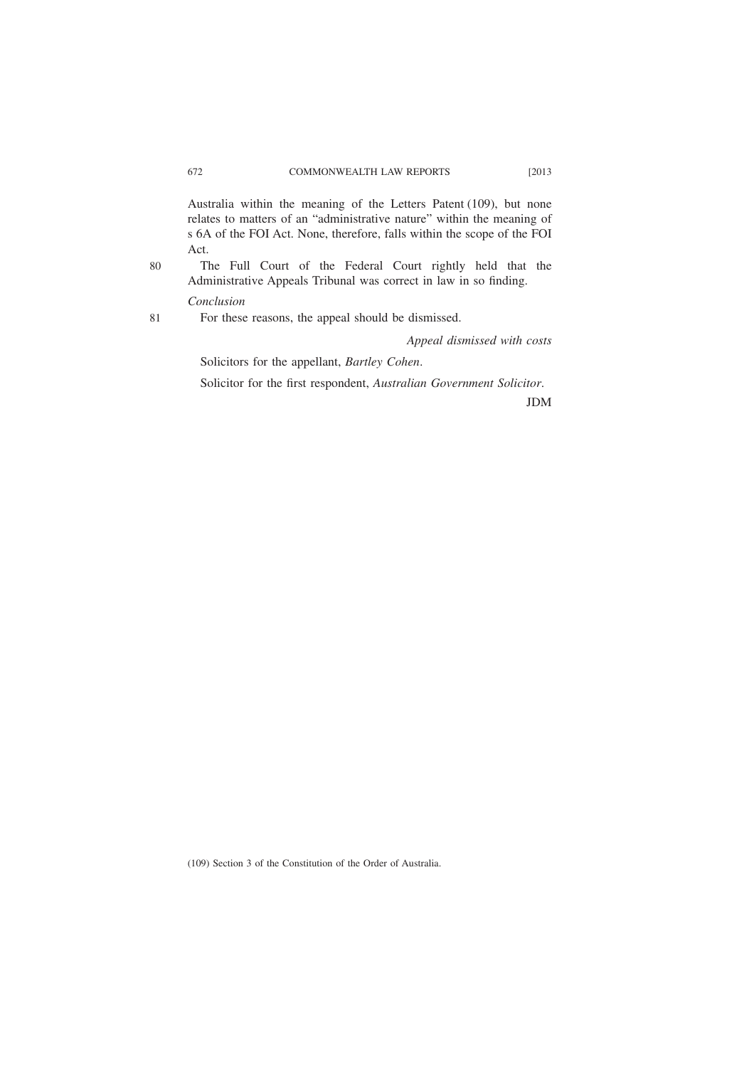Australia within the meaning of the Letters Patent (109), but none relates to matters of an "administrative nature" within the meaning of s 6A of the FOI Act. None, therefore, falls within the scope of the FOI Act.

80 The Full Court of the Federal Court rightly held that the Administrative Appeals Tribunal was correct in law in so finding.

*Conclusion*

81 For these reasons, the appeal should be dismissed.

*Appeal dismissed with costs*

Solicitors for the appellant, *Bartley Cohen*.

Solicitor for the first respondent, *Australian Government Solicitor*.

JDM

(109) Section 3 of the Constitution of the Order of Australia.